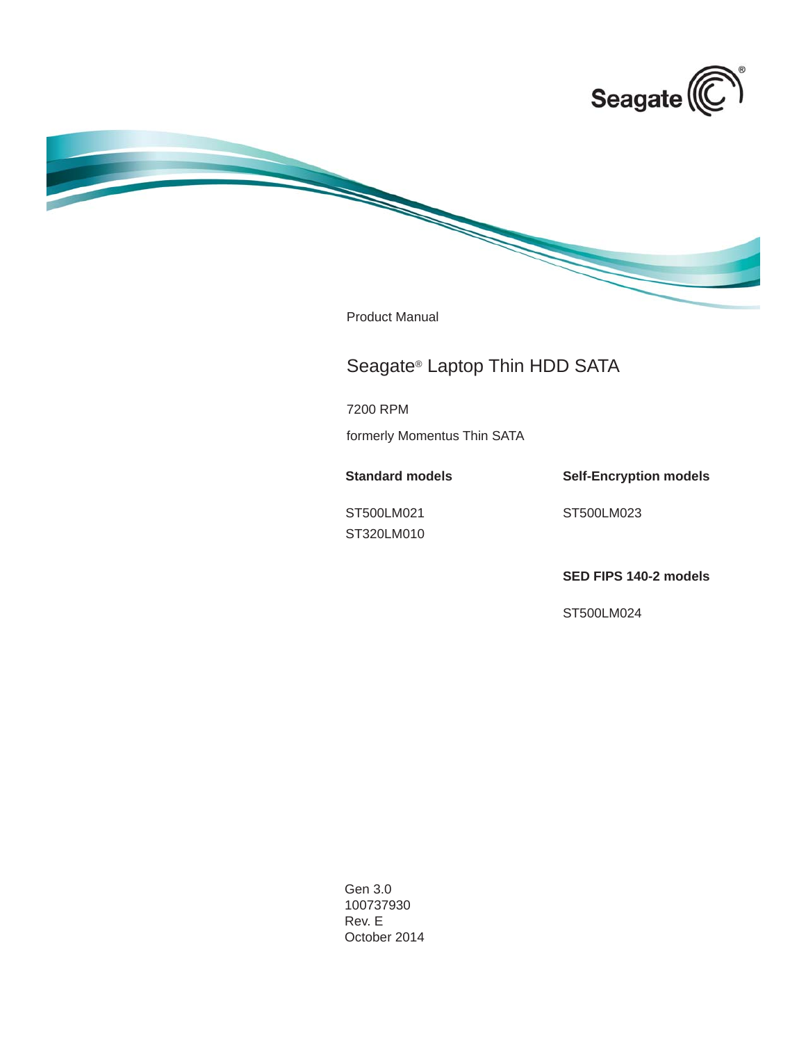Product Manual

# Seagate® Laptop Thin HDD SATA

7200 RPM

formerly Momentus Thin SATA

**Standard models**

ST500LM021
ST320LM010

**Self-Encryption models**

ST500LM023

**SED FIPS 140-2 models**

ST500LM024

Gen 3.0
100737930
Rev. E
October 2014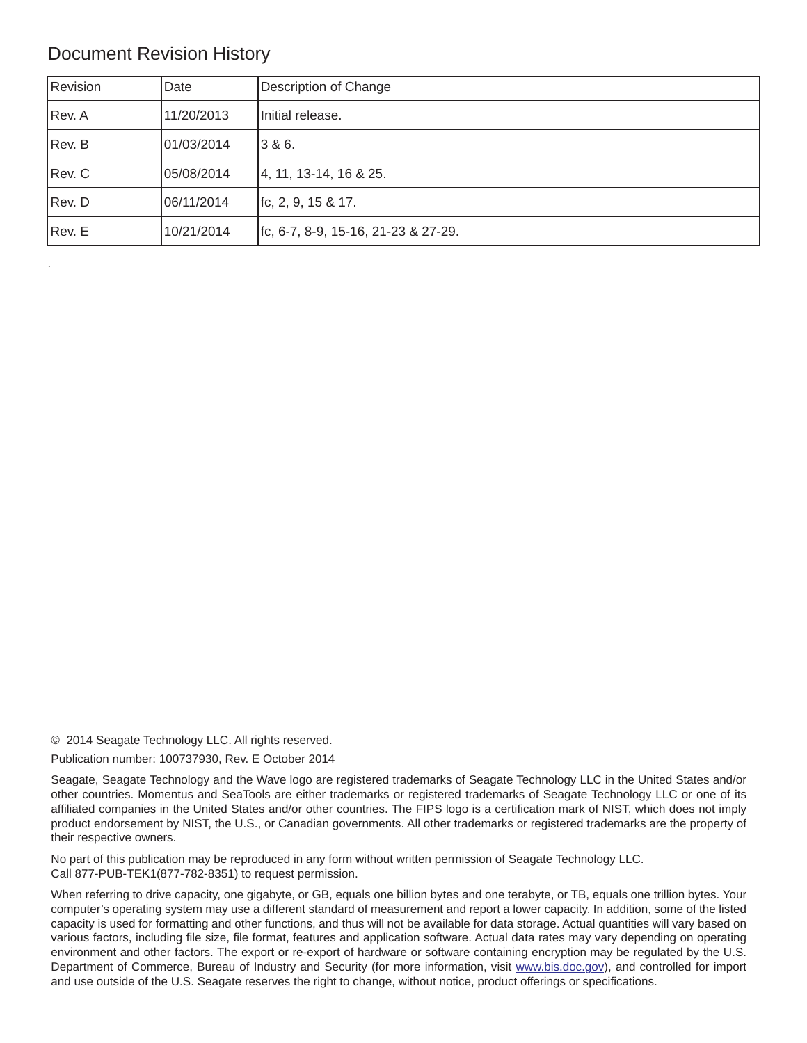# Document Revision History

| Revision | Date | Description of Change |
|---|---|---|
| Rev. A | 11/20/2013 | Initial release. |
| Rev. B | 01/03/2014 | 3 & 6. |
| Rev. C | 05/08/2014 | 4, 11, 13-14, 16 & 25. |
| Rev. D | 06/11/2014 | fc, 2, 9, 15 & 17. |
| Rev. E | 10/21/2014 | fc, 6-7, 8-9, 15-16, 21-23 & 27-29. |

© 2014 Seagate Technology LLC. All rights reserved.

Publication number: 100737930, Rev. E October 2014

Seagate, Seagate Technology and the Wave logo are registered trademarks of Seagate Technology LLC in the United States and/or other countries. Momentus and SeaTools are either trademarks or registered trademarks of Seagate Technology LLC or one of its affiliated companies in the United States and/or other countries. The FIPS logo is a certification mark of NIST, which does not imply product endorsement by NIST, the U.S., or Canadian governments. All other trademarks or registered trademarks are the property of their respective owners.

No part of this publication may be reproduced in any form without written permission of Seagate Technology LLC.
Call 877-PUB-TEK1(877-782-8351) to request permission.

When referring to drive capacity, one gigabyte, or GB, equals one billion bytes and one terabyte, or TB, equals one trillion bytes. Your computer's operating system may use a different standard of measurement and report a lower capacity. In addition, some of the listed capacity is used for formatting and other functions, and thus will not be available for data storage. Actual quantities will vary based on various factors, including file size, file format, features and application software. Actual data rates may vary depending on operating environment and other factors. The export or re-export of hardware or software containing encryption may be regulated by the U.S. Department of Commerce, Bureau of Industry and Security (for more information, visit www.bis.doc.gov), and controlled for import and use outside of the U.S. Seagate reserves the right to change, without notice, product offerings or specifications.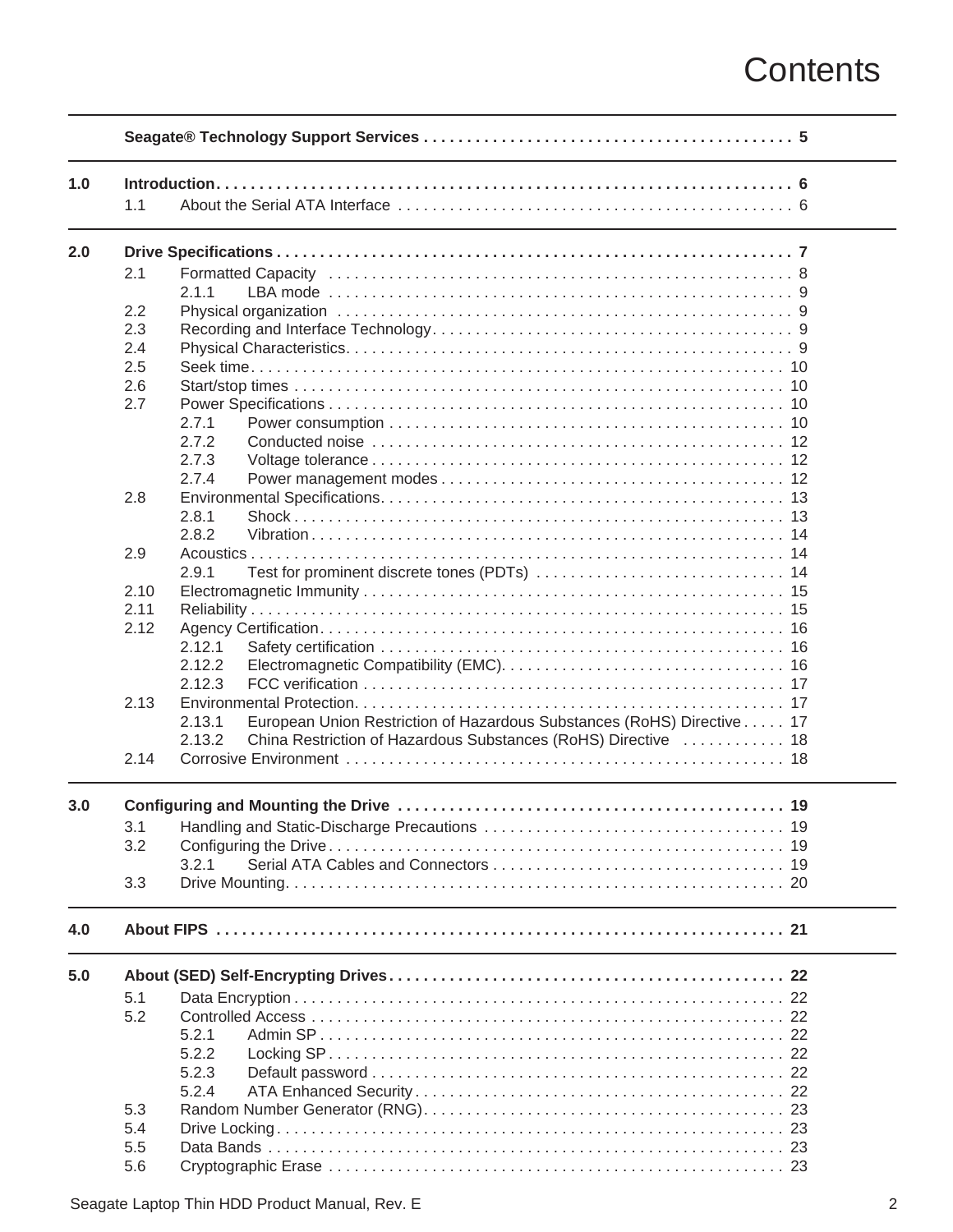# Contents

**Seagate® Technology Support Services** . . . . . 5

**1.0 Introduction** . . . . . 6
- 1.1 About the Serial ATA Interface . . . . . 6

**2.0 Drive Specifications** . . . . . 7
- 2.1 Formatted Capacity . . . . . 8
  - 2.1.1 LBA mode . . . . . 9
- 2.2 Physical organization . . . . . 9
- 2.3 Recording and Interface Technology . . . . . 9
- 2.4 Physical Characteristics . . . . . 9
- 2.5 Seek time . . . . . 10
- 2.6 Start/stop times . . . . . 10
- 2.7 Power Specifications . . . . . 10
  - 2.7.1 Power consumption . . . . . 10
  - 2.7.2 Conducted noise . . . . . 12
  - 2.7.3 Voltage tolerance . . . . . 12
  - 2.7.4 Power management modes . . . . . 12
- 2.8 Environmental Specifications . . . . . 13
  - 2.8.1 Shock . . . . . 13
  - 2.8.2 Vibration . . . . . 14
- 2.9 Acoustics . . . . . 14
  - 2.9.1 Test for prominent discrete tones (PDTs) . . . . . 14
- 2.10 Electromagnetic Immunity . . . . . 15
- 2.11 Reliability . . . . . 15
- 2.12 Agency Certification . . . . . 16
  - 2.12.1 Safety certification . . . . . 16
  - 2.12.2 Electromagnetic Compatibility (EMC) . . . . . 16
  - 2.12.3 FCC verification . . . . . 17
- 2.13 Environmental Protection . . . . . 17
  - 2.13.1 European Union Restriction of Hazardous Substances (RoHS) Directive . . . . . 17
  - 2.13.2 China Restriction of Hazardous Substances (RoHS) Directive . . . . . 18
- 2.14 Corrosive Environment . . . . . 18

**3.0 Configuring and Mounting the Drive** . . . . . 19
- 3.1 Handling and Static-Discharge Precautions . . . . . 19
- 3.2 Configuring the Drive . . . . . 19
  - 3.2.1 Serial ATA Cables and Connectors . . . . . 19
- 3.3 Drive Mounting . . . . . 20

**4.0 About FIPS** . . . . . 21

**5.0 About (SED) Self-Encrypting Drives** . . . . . 22
- 5.1 Data Encryption . . . . . 22
- 5.2 Controlled Access . . . . . 22
  - 5.2.1 Admin SP . . . . . 22
  - 5.2.2 Locking SP . . . . . 22
  - 5.2.3 Default password . . . . . 22
  - 5.2.4 ATA Enhanced Security . . . . . 22
- 5.3 Random Number Generator (RNG) . . . . . 23
- 5.4 Drive Locking . . . . . 23
- 5.5 Data Bands . . . . . 23
- 5.6 Cryptographic Erase . . . . . 23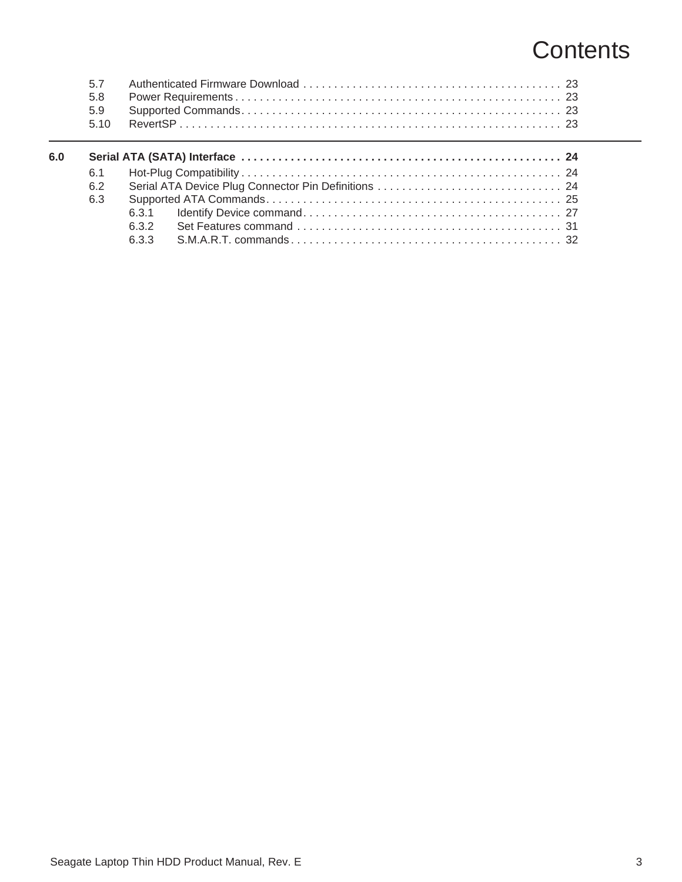# Contents

5.7 Authenticated Firmware Download . . . . . . . . . . . . . . . . . . . . . . . . . . . . . . . . . . . . . . . . . 23
5.8 Power Requirements . . . . . . . . . . . . . . . . . . . . . . . . . . . . . . . . . . . . . . . . . . . . . . . . . . . . . 23
5.9 Supported Commands . . . . . . . . . . . . . . . . . . . . . . . . . . . . . . . . . . . . . . . . . . . . . . . . . . . . 23
5.10 RevertSP . . . . . . . . . . . . . . . . . . . . . . . . . . . . . . . . . . . . . . . . . . . . . . . . . . . . . . . . . . . . . . 23

---

**6.0 Serial ATA (SATA) Interface . . . . . . . . . . . . . . . . . . . . . . . . . . . . . . . . . . . . . . . . . . . . . . . . . . . 24**

6.1 Hot-Plug Compatibility . . . . . . . . . . . . . . . . . . . . . . . . . . . . . . . . . . . . . . . . . . . . . . . . . . . . 24
6.2 Serial ATA Device Plug Connector Pin Definitions . . . . . . . . . . . . . . . . . . . . . . . . . . . . . . 24
6.3 Supported ATA Commands . . . . . . . . . . . . . . . . . . . . . . . . . . . . . . . . . . . . . . . . . . . . . . . . 25
6.3.1 Identify Device command . . . . . . . . . . . . . . . . . . . . . . . . . . . . . . . . . . . . . . . . . . 27
6.3.2 Set Features command . . . . . . . . . . . . . . . . . . . . . . . . . . . . . . . . . . . . . . . . . . . 31
6.3.3 S.M.A.R.T. commands . . . . . . . . . . . . . . . . . . . . . . . . . . . . . . . . . . . . . . . . . . . . 32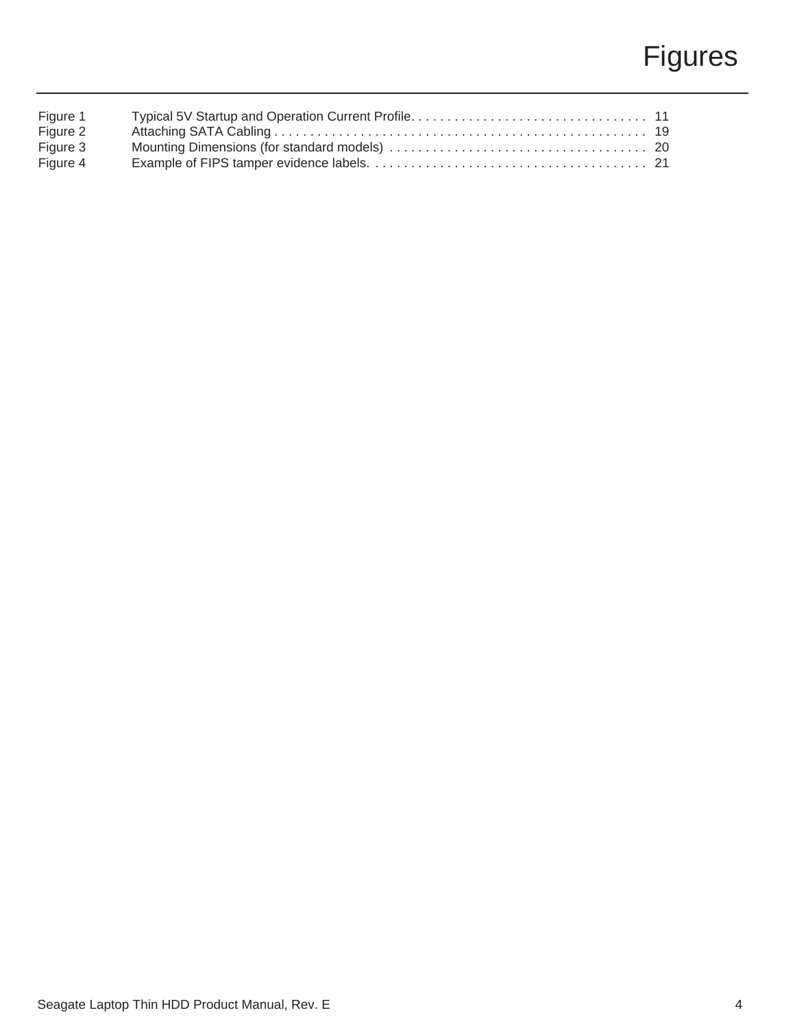# Figures

| | | |
|---|---|---|
| Figure 1 | Typical 5V Startup and Operation Current Profile | 11 |
| Figure 2 | Attaching SATA Cabling | 19 |
| Figure 3 | Mounting Dimensions (for standard models) | 20 |
| Figure 4 | Example of FIPS tamper evidence labels. | 21 |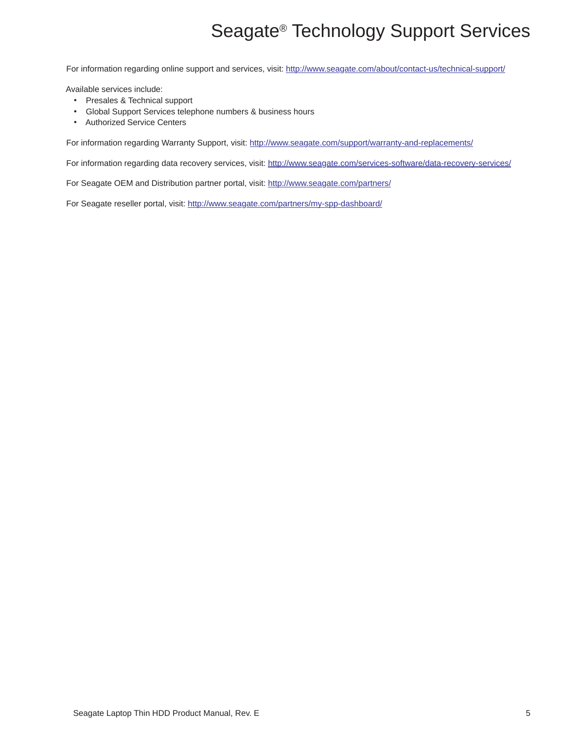# Seagate® Technology Support Services

For information regarding online support and services, visit: http://www.seagate.com/about/contact-us/technical-support/

Available services include:

- Presales & Technical support
- Global Support Services telephone numbers & business hours
- Authorized Service Centers

For information regarding Warranty Support, visit: http://www.seagate.com/support/warranty-and-replacements/

For information regarding data recovery services, visit: http://www.seagate.com/services-software/data-recovery-services/

For Seagate OEM and Distribution partner portal, visit: http://www.seagate.com/partners/

For Seagate reseller portal, visit: http://www.seagate.com/partners/my-spp-dashboard/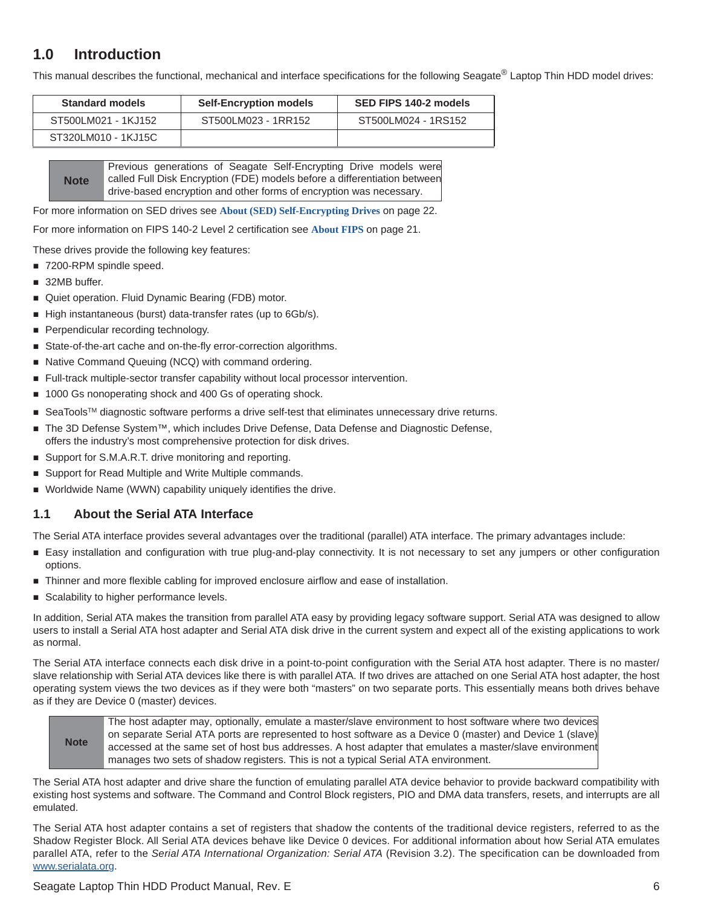## 1.0 Introduction

This manual describes the functional, mechanical and interface specifications for the following Seagate® Laptop Thin HDD model drives:

| Standard models | Self-Encryption models | SED FIPS 140-2 models |
|---|---|---|
| ST500LM021 - 1KJ152 | ST500LM023 - 1RR152 | ST500LM024 - 1RS152 |
| ST320LM010 - 1KJ15C | | |

| Note | Previous generations of Seagate Self-Encrypting Drive models were called Full Disk Encryption (FDE) models before a differentiation between drive-based encryption and other forms of encryption was necessary. |
|---|---|

For more information on SED drives see **About (SED) Self-Encrypting Drives** on page 22.

For more information on FIPS 140-2 Level 2 certification see **About FIPS** on page 21.

These drives provide the following key features:

- 7200-RPM spindle speed.
- 32MB buffer.
- Quiet operation. Fluid Dynamic Bearing (FDB) motor.
- High instantaneous (burst) data-transfer rates (up to 6Gb/s).
- Perpendicular recording technology.
- State-of-the-art cache and on-the-fly error-correction algorithms.
- Native Command Queuing (NCQ) with command ordering.
- Full-track multiple-sector transfer capability without local processor intervention.
- 1000 Gs nonoperating shock and 400 Gs of operating shock.
- SeaTools™ diagnostic software performs a drive self-test that eliminates unnecessary drive returns.
- The 3D Defense System™, which includes Drive Defense, Data Defense and Diagnostic Defense, offers the industry's most comprehensive protection for disk drives.
- Support for S.M.A.R.T. drive monitoring and reporting.
- Support for Read Multiple and Write Multiple commands.
- Worldwide Name (WWN) capability uniquely identifies the drive.

### 1.1 About the Serial ATA Interface

The Serial ATA interface provides several advantages over the traditional (parallel) ATA interface. The primary advantages include:

- Easy installation and configuration with true plug-and-play connectivity. It is not necessary to set any jumpers or other configuration options.
- Thinner and more flexible cabling for improved enclosure airflow and ease of installation.
- Scalability to higher performance levels.

In addition, Serial ATA makes the transition from parallel ATA easy by providing legacy software support. Serial ATA was designed to allow users to install a Serial ATA host adapter and Serial ATA disk drive in the current system and expect all of the existing applications to work as normal.

The Serial ATA interface connects each disk drive in a point-to-point configuration with the Serial ATA host adapter. There is no master/slave relationship with Serial ATA devices like there is with parallel ATA. If two drives are attached on one Serial ATA host adapter, the host operating system views the two devices as if they were both "masters" on two separate ports. This essentially means both drives behave as if they are Device 0 (master) devices.

| Note | The host adapter may, optionally, emulate a master/slave environment to host software where two devices on separate Serial ATA ports are represented to host software as a Device 0 (master) and Device 1 (slave) accessed at the same set of host bus addresses. A host adapter that emulates a master/slave environment manages two sets of shadow registers. This is not a typical Serial ATA environment. |
|---|---|

The Serial ATA host adapter and drive share the function of emulating parallel ATA device behavior to provide backward compatibility with existing host systems and software. The Command and Control Block registers, PIO and DMA data transfers, resets, and interrupts are all emulated.

The Serial ATA host adapter contains a set of registers that shadow the contents of the traditional device registers, referred to as the Shadow Register Block. All Serial ATA devices behave like Device 0 devices. For additional information about how Serial ATA emulates parallel ATA, refer to the *Serial ATA International Organization: Serial ATA* (Revision 3.2). The specification can be downloaded from www.serialata.org.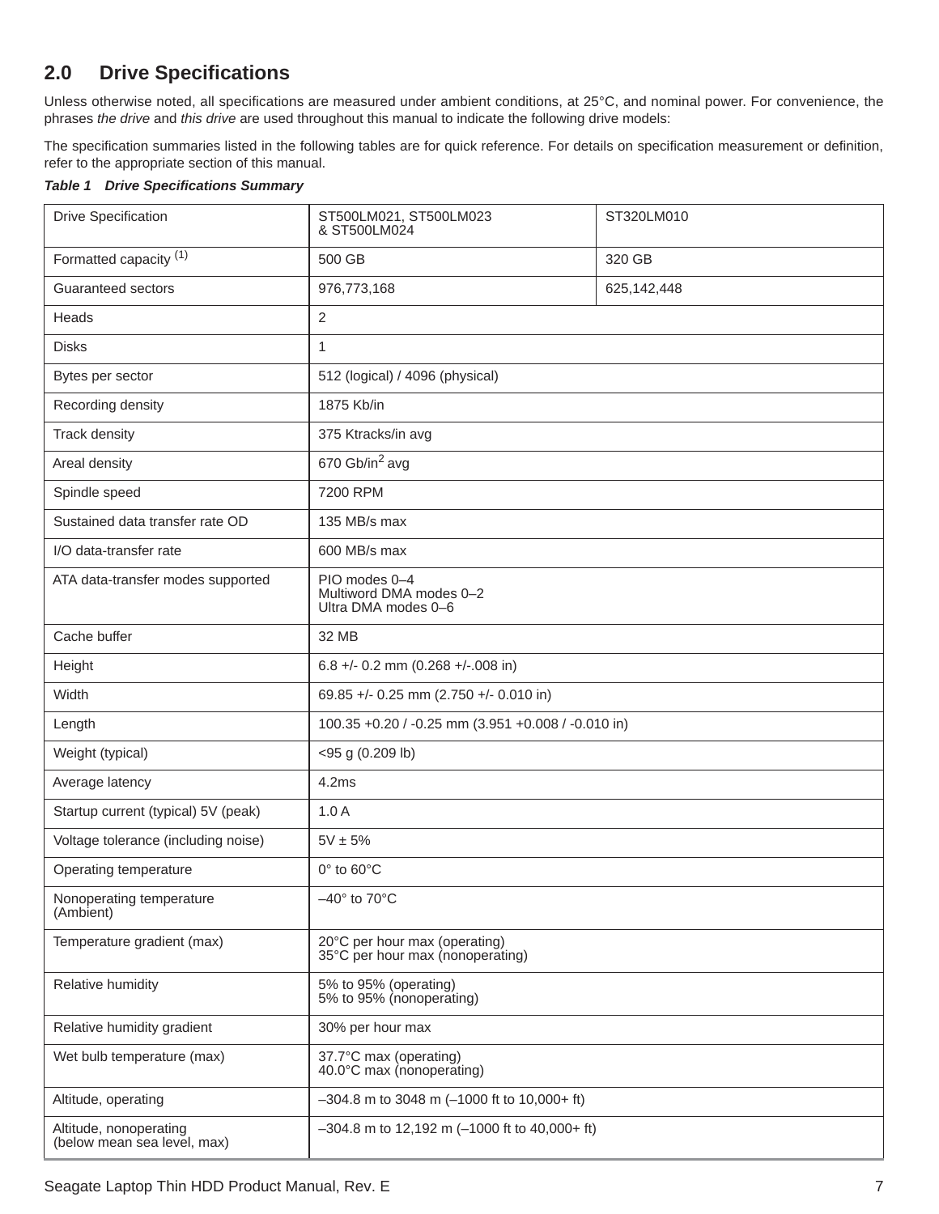## 2.0 Drive Specifications

Unless otherwise noted, all specifications are measured under ambient conditions, at 25°C, and nominal power. For convenience, the phrases *the drive* and *this drive* are used throughout this manual to indicate the following drive models:

The specification summaries listed in the following tables are for quick reference. For details on specification measurement or definition, refer to the appropriate section of this manual.

***Table 1 Drive Specifications Summary***

| Drive Specification | ST500LM021, ST500LM023 & ST500LM024 | ST320LM010 |
|---|---|---|
| Formatted capacity [(1)] | 500 GB | 320 GB |
| Guaranteed sectors | 976,773,168 | 625,142,448 |
| Heads | 2 | |
| Disks | 1 | |
| Bytes per sector | 512 (logical) / 4096 (physical) | |
| Recording density | 1875 Kb/in | |
| Track density | 375 Ktracks/in avg | |
| Areal density | 670 Gb/in$^2$ avg | |
| Spindle speed | 7200 RPM | |
| Sustained data transfer rate OD | 135 MB/s max | |
| I/O data-transfer rate | 600 MB/s max | |
| ATA data-transfer modes supported | PIO modes 0–4<br>Multiword DMA modes 0–2<br>Ultra DMA modes 0–6 | |
| Cache buffer | 32 MB | |
| Height | 6.8 +/- 0.2 mm (0.268 +/-.008 in) | |
| Width | 69.85 +/- 0.25 mm (2.750 +/- 0.010 in) | |
| Length | 100.35 +0.20 / -0.25 mm (3.951 +0.008 / -0.010 in) | |
| Weight (typical) | <95 g (0.209 lb) | |
| Average latency | 4.2ms | |
| Startup current (typical) 5V (peak) | 1.0 A | |
| Voltage tolerance (including noise) | 5V ± 5% | |
| Operating temperature | 0° to 60°C | |
| Nonoperating temperature (Ambient) | –40° to 70°C | |
| Temperature gradient (max) | 20°C per hour max (operating)<br>35°C per hour max (nonoperating) | |
| Relative humidity | 5% to 95% (operating)<br>5% to 95% (nonoperating) | |
| Relative humidity gradient | 30% per hour max | |
| Wet bulb temperature (max) | 37.7°C max (operating)<br>40.0°C max (nonoperating) | |
| Altitude, operating | –304.8 m to 3048 m (–1000 ft to 10,000+ ft) | |
| Altitude, nonoperating (below mean sea level, max) | –304.8 m to 12,192 m (–1000 ft to 40,000+ ft) | |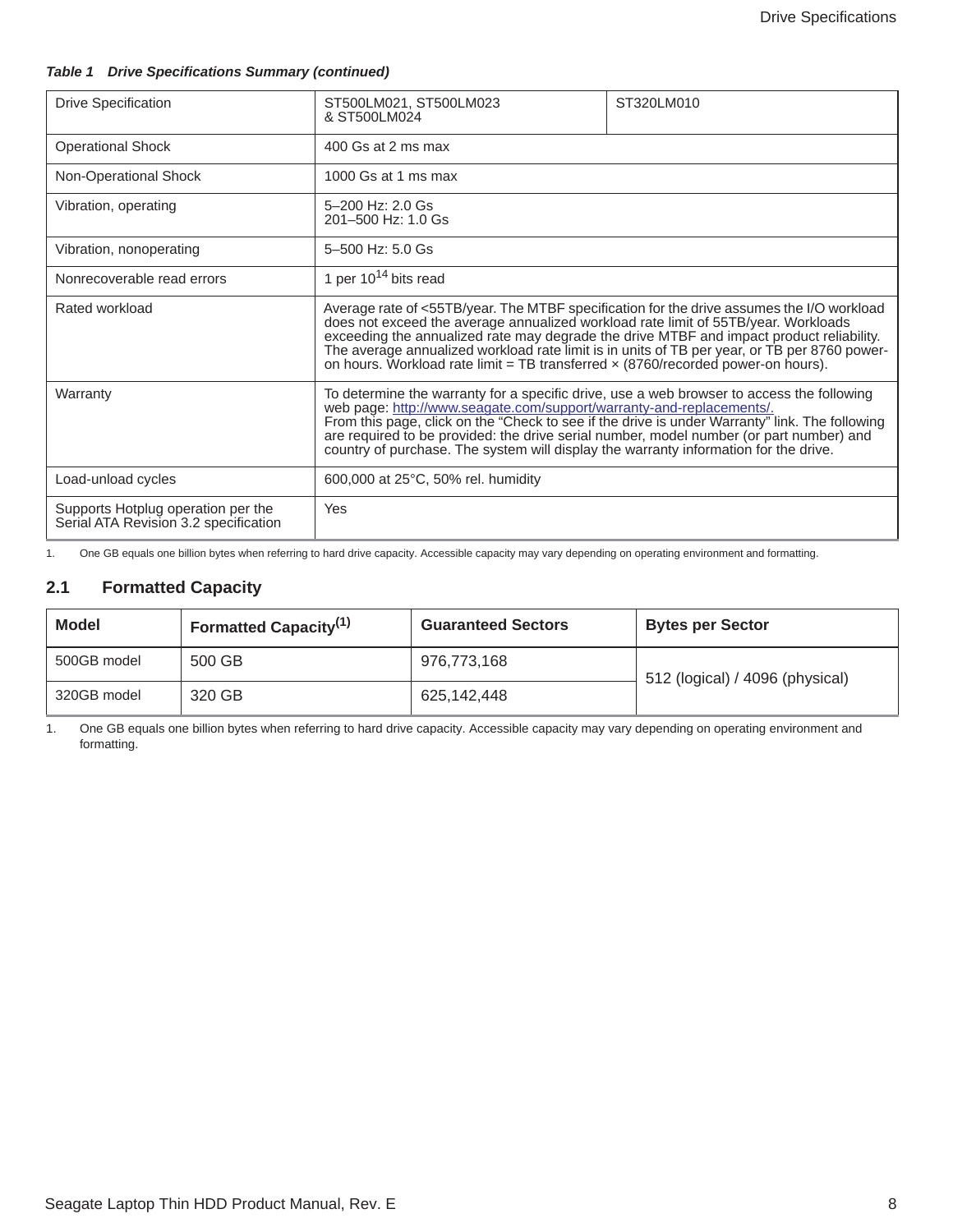*Table 1 Drive Specifications Summary (continued)*

| Drive Specification | ST500LM021, ST500LM023 & ST500LM024 | ST320LM010 |
|---|---|---|
| Operational Shock | 400 Gs at 2 ms max | |
| Non-Operational Shock | 1000 Gs at 1 ms max | |
| Vibration, operating | 5–200 Hz: 2.0 Gs<br>201–500 Hz: 1.0 Gs | |
| Vibration, nonoperating | 5–500 Hz: 5.0 Gs | |
| Nonrecoverable read errors | 1 per $10^{14}$ bits read | |
| Rated workload | Average rate of <55TB/year. The MTBF specification for the drive assumes the I/O workload does not exceed the average annualized workload rate limit of 55TB/year. Workloads exceeding the annualized rate may degrade the drive MTBF and impact product reliability. The average annualized workload rate limit is in units of TB per year, or TB per 8760 power-on hours. Workload rate limit = TB transferred × (8760/recorded power-on hours). | |
| Warranty | To determine the warranty for a specific drive, use a web browser to access the following web page: http://www.seagate.com/support/warranty-and-replacements/. From this page, click on the "Check to see if the drive is under Warranty" link. The following are required to be provided: the drive serial number, model number (or part number) and country of purchase. The system will display the warranty information for the drive. | |
| Load-unload cycles | 600,000 at 25°C, 50% rel. humidity | |
| Supports Hotplug operation per the Serial ATA Revision 3.2 specification | Yes | |

1. One GB equals one billion bytes when referring to hard drive capacity. Accessible capacity may vary depending on operating environment and formatting.

## 2.1 Formatted Capacity

| Model | Formatted Capacity(1) | Guaranteed Sectors | Bytes per Sector |
|---|---|---|---|
| 500GB model | 500 GB | 976,773,168 | 512 (logical) / 4096 (physical) |
| 320GB model | 320 GB | 625,142,448 | |

1. One GB equals one billion bytes when referring to hard drive capacity. Accessible capacity may vary depending on operating environment and formatting.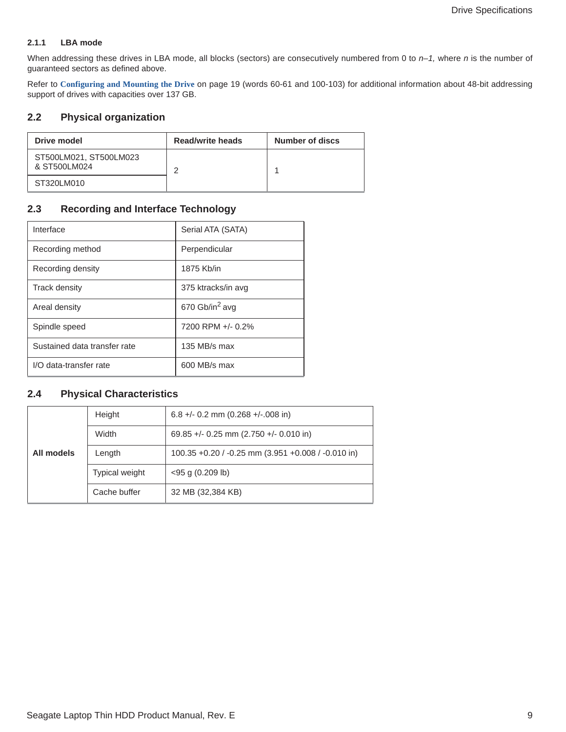#### 2.1.1 LBA mode

When addressing these drives in LBA mode, all blocks (sectors) are consecutively numbered from 0 to *n–1,* where *n* is the number of guaranteed sectors as defined above.

Refer to **Configuring and Mounting the Drive** on page 19 (words 60-61 and 100-103) for additional information about 48-bit addressing support of drives with capacities over 137 GB.

## 2.2 Physical organization

| Drive model | Read/write heads | Number of discs |
|---|---|---|
| ST500LM021, ST500LM023 & ST500LM024 | 2 | 1 |
| ST320LM010 | | |

## 2.3 Recording and Interface Technology

| Interface | Serial ATA (SATA) |
|---|---|
| Recording method | Perpendicular |
| Recording density | 1875 Kb/in |
| Track density | 375 ktracks/in avg |
| Areal density | 670 Gb/in$^2$ avg |
| Spindle speed | 7200 RPM +/- 0.2% |
| Sustained data transfer rate | 135 MB/s max |
| I/O data-transfer rate | 600 MB/s max |

## 2.4 Physical Characteristics

| | | |
|---|---|---|
| **All models** | Height | 6.8 +/- 0.2 mm (0.268 +/-.008 in) |
| | Width | 69.85 +/- 0.25 mm (2.750 +/- 0.010 in) |
| | Length | 100.35 +0.20 / -0.25 mm (3.951 +0.008 / -0.010 in) |
| | Typical weight | <95 g (0.209 lb) |
| | Cache buffer | 32 MB (32,384 KB) |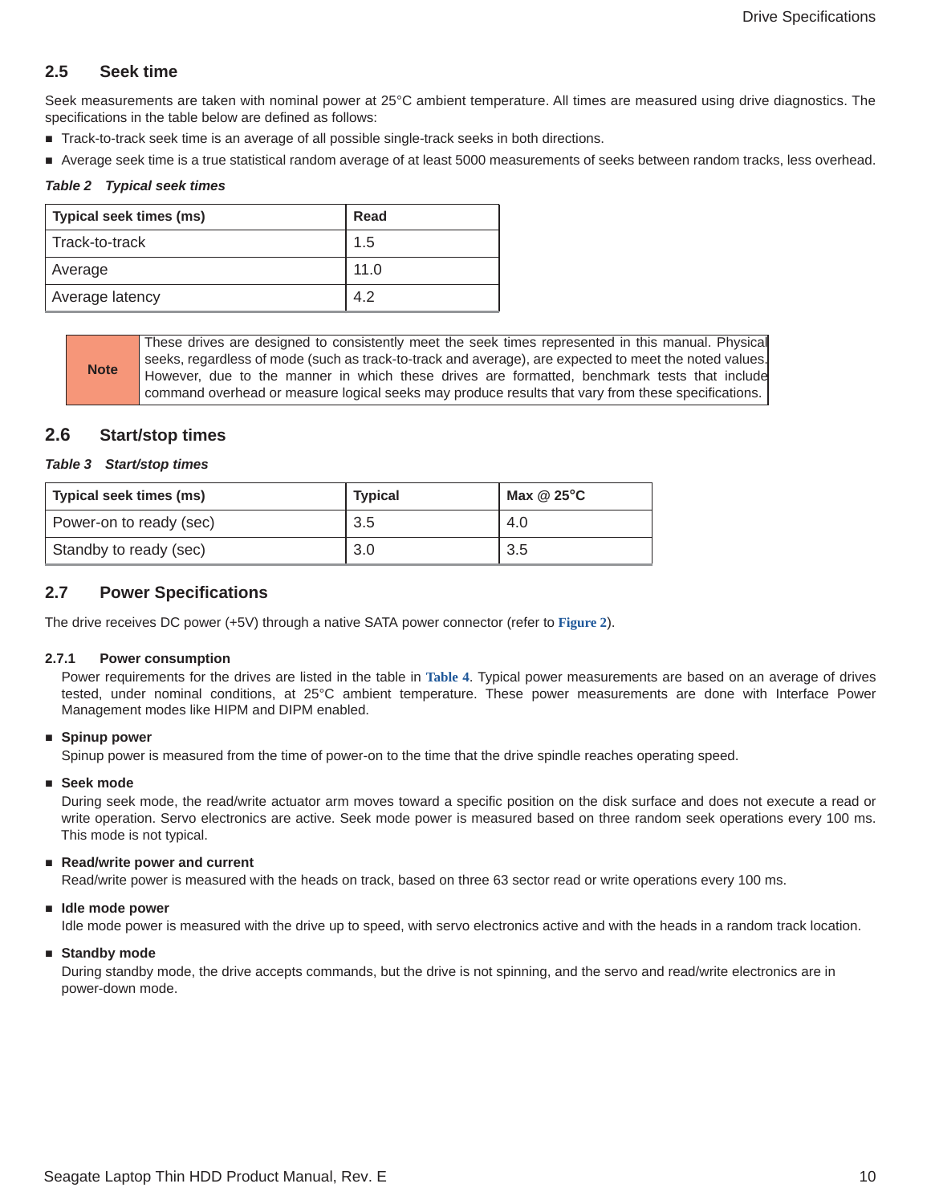## 2.5 Seek time

Seek measurements are taken with nominal power at 25°C ambient temperature. All times are measured using drive diagnostics. The specifications in the table below are defined as follows:

- Track-to-track seek time is an average of all possible single-track seeks in both directions.
- Average seek time is a true statistical random average of at least 5000 measurements of seeks between random tracks, less overhead.

*Table 2 Typical seek times*

| Typical seek times (ms) | Read |
|---|---|
| Track-to-track | 1.5 |
| Average | 11.0 |
| Average latency | 4.2 |

| Note | These drives are designed to consistently meet the seek times represented in this manual. Physical seeks, regardless of mode (such as track-to-track and average), are expected to meet the noted values. However, due to the manner in which these drives are formatted, benchmark tests that include command overhead or measure logical seeks may produce results that vary from these specifications. |
|---|---|

## 2.6 Start/stop times

*Table 3 Start/stop times*

| Typical seek times (ms) | Typical | Max @ 25°C |
|---|---|---|
| Power-on to ready (sec) | 3.5 | 4.0 |
| Standby to ready (sec) | 3.0 | 3.5 |

## 2.7 Power Specifications

The drive receives DC power (+5V) through a native SATA power connector (refer to Figure 2).

### 2.7.1 Power consumption

Power requirements for the drives are listed in the table in Table 4. Typical power measurements are based on an average of drives tested, under nominal conditions, at 25°C ambient temperature. These power measurements are done with Interface Power Management modes like HIPM and DIPM enabled.

- **Spinup power**
  Spinup power is measured from the time of power-on to the time that the drive spindle reaches operating speed.
- **Seek mode**
  During seek mode, the read/write actuator arm moves toward a specific position on the disk surface and does not execute a read or write operation. Servo electronics are active. Seek mode power is measured based on three random seek operations every 100 ms. This mode is not typical.
- **Read/write power and current**
  Read/write power is measured with the heads on track, based on three 63 sector read or write operations every 100 ms.
- **Idle mode power**
  Idle mode power is measured with the drive up to speed, with servo electronics active and with the heads in a random track location.
- **Standby mode**
  During standby mode, the drive accepts commands, but the drive is not spinning, and the servo and read/write electronics are in power-down mode.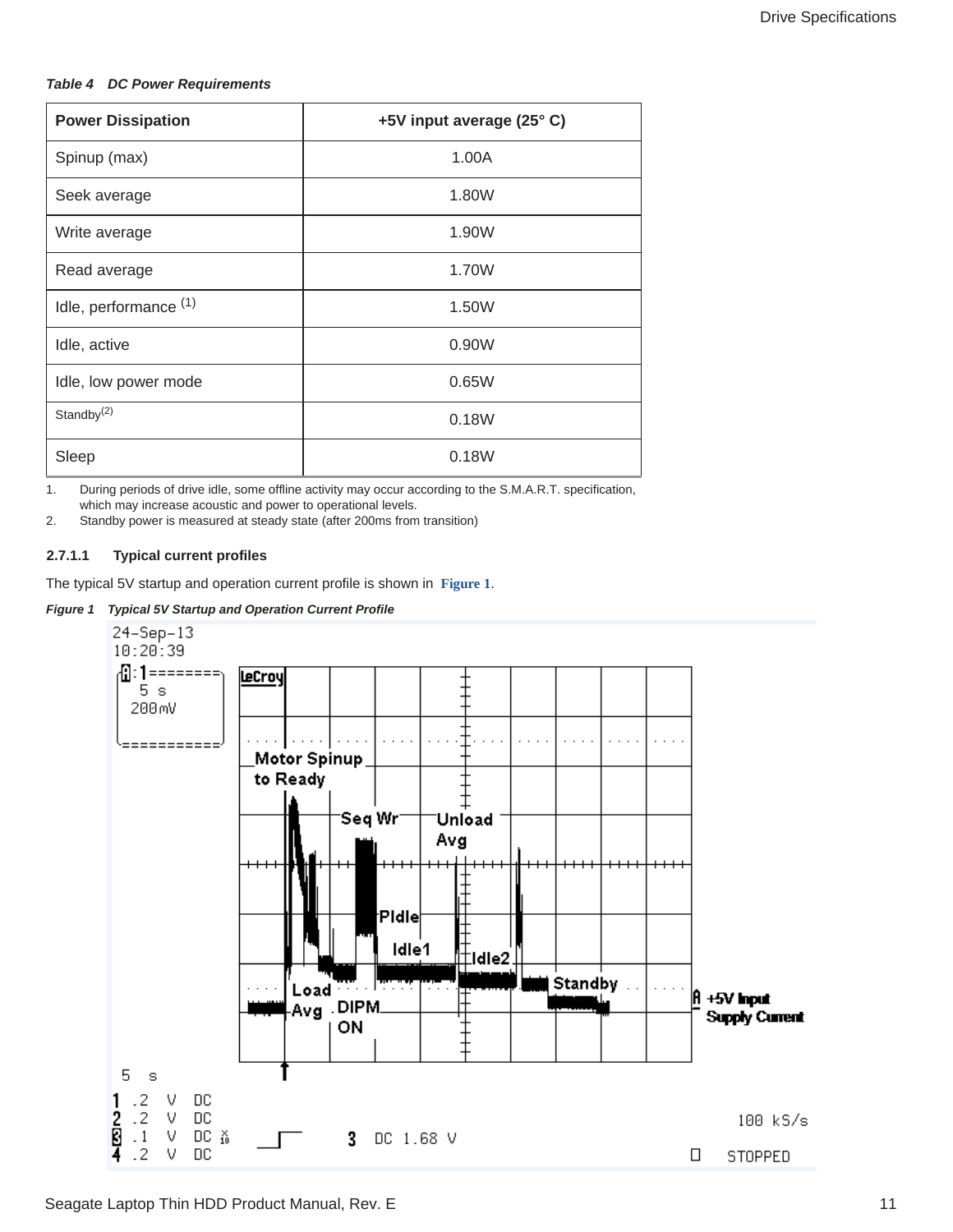*Table 4  DC Power Requirements*

| Power Dissipation | +5V input average (25° C) |
|---|---|
| Spinup (max) | 1.00A |
| Seek average | 1.80W |
| Write average | 1.90W |
| Read average | 1.70W |
| Idle, performance (1) | 1.50W |
| Idle, active | 0.90W |
| Idle, low power mode | 0.65W |
| Standby(2) | 0.18W |
| Sleep | 0.18W |

1. During periods of drive idle, some offline activity may occur according to the S.M.A.R.T. specification, which may increase acoustic and power to operational levels.
2. Standby power is measured at steady state (after 200ms from transition)

#### 2.7.1.1 Typical current profiles

The typical 5V startup and operation current profile is shown in **Figure 1**.

*Figure 1  Typical 5V Startup and Operation Current Profile*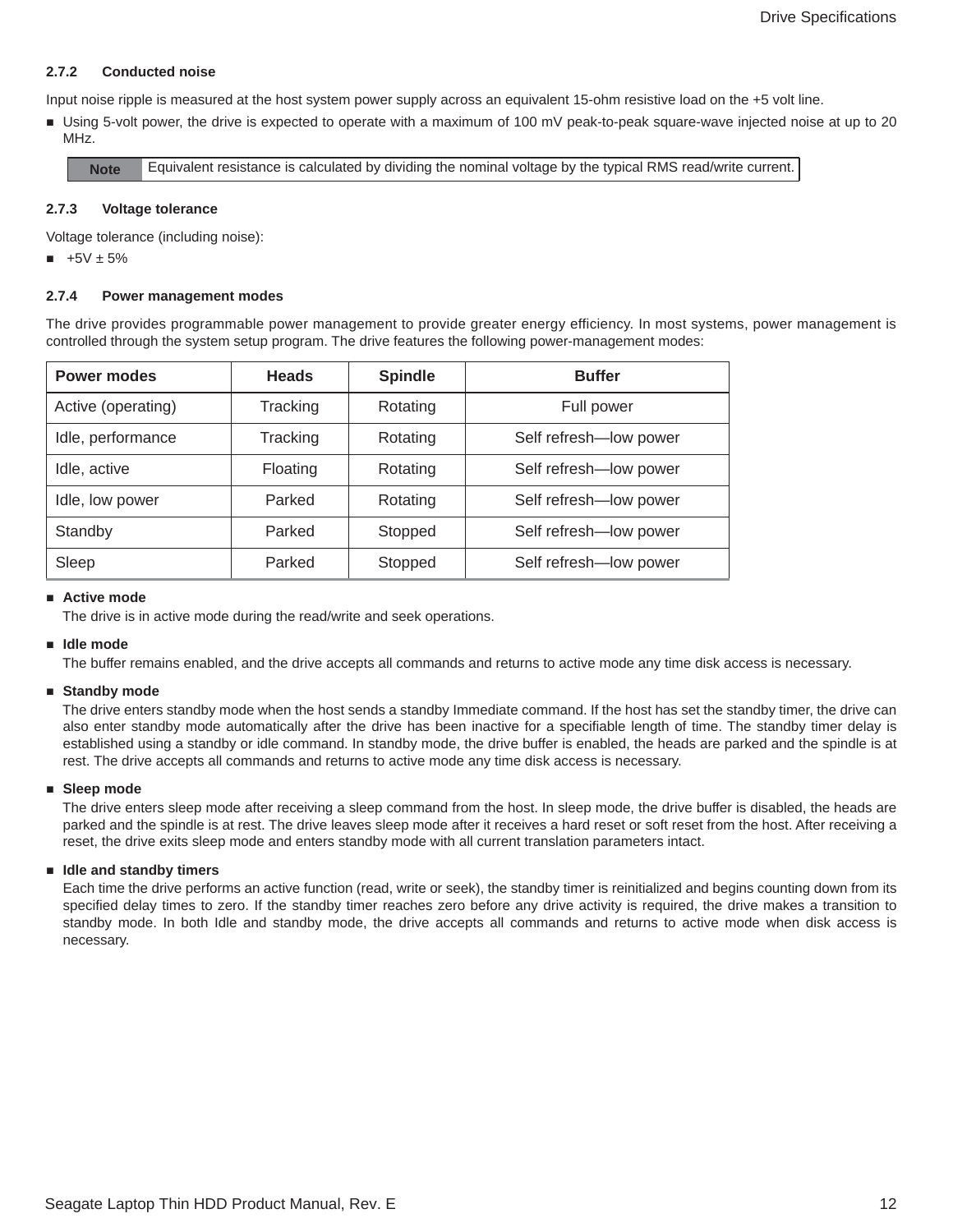### 2.7.2 Conducted noise

Input noise ripple is measured at the host system power supply across an equivalent 15-ohm resistive load on the +5 volt line.

- Using 5-volt power, the drive is expected to operate with a maximum of 100 mV peak-to-peak square-wave injected noise at up to 20 MHz.

| **Note** | Equivalent resistance is calculated by dividing the nominal voltage by the typical RMS read/write current. |
|---|---|

### 2.7.3 Voltage tolerance

Voltage tolerance (including noise):

- +5V ± 5%

### 2.7.4 Power management modes

The drive provides programmable power management to provide greater energy efficiency. In most systems, power management is controlled through the system setup program. The drive features the following power-management modes:

| Power modes | Heads | Spindle | Buffer |
|---|---|---|---|
| Active (operating) | Tracking | Rotating | Full power |
| Idle, performance | Tracking | Rotating | Self refresh—low power |
| Idle, active | Floating | Rotating | Self refresh—low power |
| Idle, low power | Parked | Rotating | Self refresh—low power |
| Standby | Parked | Stopped | Self refresh—low power |
| Sleep | Parked | Stopped | Self refresh—low power |

- **Active mode**
  The drive is in active mode during the read/write and seek operations.
- **Idle mode**
  The buffer remains enabled, and the drive accepts all commands and returns to active mode any time disk access is necessary.
- **Standby mode**
  The drive enters standby mode when the host sends a standby Immediate command. If the host has set the standby timer, the drive can also enter standby mode automatically after the drive has been inactive for a specifiable length of time. The standby timer delay is established using a standby or idle command. In standby mode, the drive buffer is enabled, the heads are parked and the spindle is at rest. The drive accepts all commands and returns to active mode any time disk access is necessary.
- **Sleep mode**
  The drive enters sleep mode after receiving a sleep command from the host. In sleep mode, the drive buffer is disabled, the heads are parked and the spindle is at rest. The drive leaves sleep mode after it receives a hard reset or soft reset from the host. After receiving a reset, the drive exits sleep mode and enters standby mode with all current translation parameters intact.
- **Idle and standby timers**
  Each time the drive performs an active function (read, write or seek), the standby timer is reinitialized and begins counting down from its specified delay times to zero. If the standby timer reaches zero before any drive activity is required, the drive makes a transition to standby mode. In both Idle and standby mode, the drive accepts all commands and returns to active mode when disk access is necessary.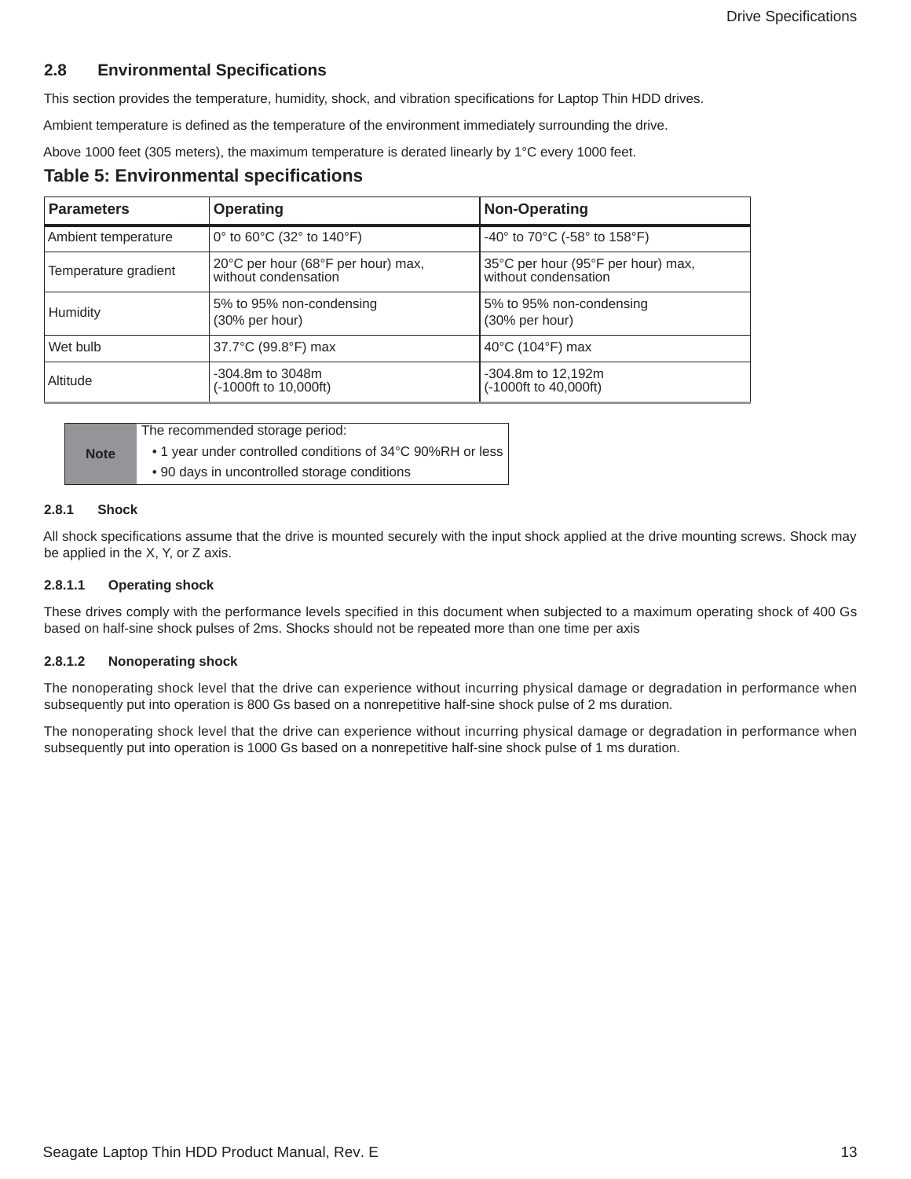## 2.8 Environmental Specifications

This section provides the temperature, humidity, shock, and vibration specifications for Laptop Thin HDD drives.

Ambient temperature is defined as the temperature of the environment immediately surrounding the drive.

Above 1000 feet (305 meters), the maximum temperature is derated linearly by 1°C every 1000 feet.

**Table 5: Environmental specifications**

| Parameters | Operating | Non-Operating |
|---|---|---|
| Ambient temperature | 0° to 60°C (32° to 140°F) | -40° to 70°C (-58° to 158°F) |
| Temperature gradient | 20°C per hour (68°F per hour) max, without condensation | 35°C per hour (95°F per hour) max, without condensation |
| Humidity | 5% to 95% non-condensing (30% per hour) | 5% to 95% non-condensing (30% per hour) |
| Wet bulb | 37.7°C (99.8°F) max | 40°C (104°F) max |
| Altitude | -304.8m to 3048m (-1000ft to 10,000ft) | -304.8m to 12,192m (-1000ft to 40,000ft) |

| Note | The recommended storage period:<br>• 1 year under controlled conditions of 34°C 90%RH or less<br>• 90 days in uncontrolled storage conditions |
|---|---|

### 2.8.1 Shock

All shock specifications assume that the drive is mounted securely with the input shock applied at the drive mounting screws. Shock may be applied in the X, Y, or Z axis.

#### 2.8.1.1 Operating shock

These drives comply with the performance levels specified in this document when subjected to a maximum operating shock of 400 Gs based on half-sine shock pulses of 2ms. Shocks should not be repeated more than one time per axis

#### 2.8.1.2 Nonoperating shock

The nonoperating shock level that the drive can experience without incurring physical damage or degradation in performance when subsequently put into operation is 800 Gs based on a nonrepetitive half-sine shock pulse of 2 ms duration.

The nonoperating shock level that the drive can experience without incurring physical damage or degradation in performance when subsequently put into operation is 1000 Gs based on a nonrepetitive half-sine shock pulse of 1 ms duration.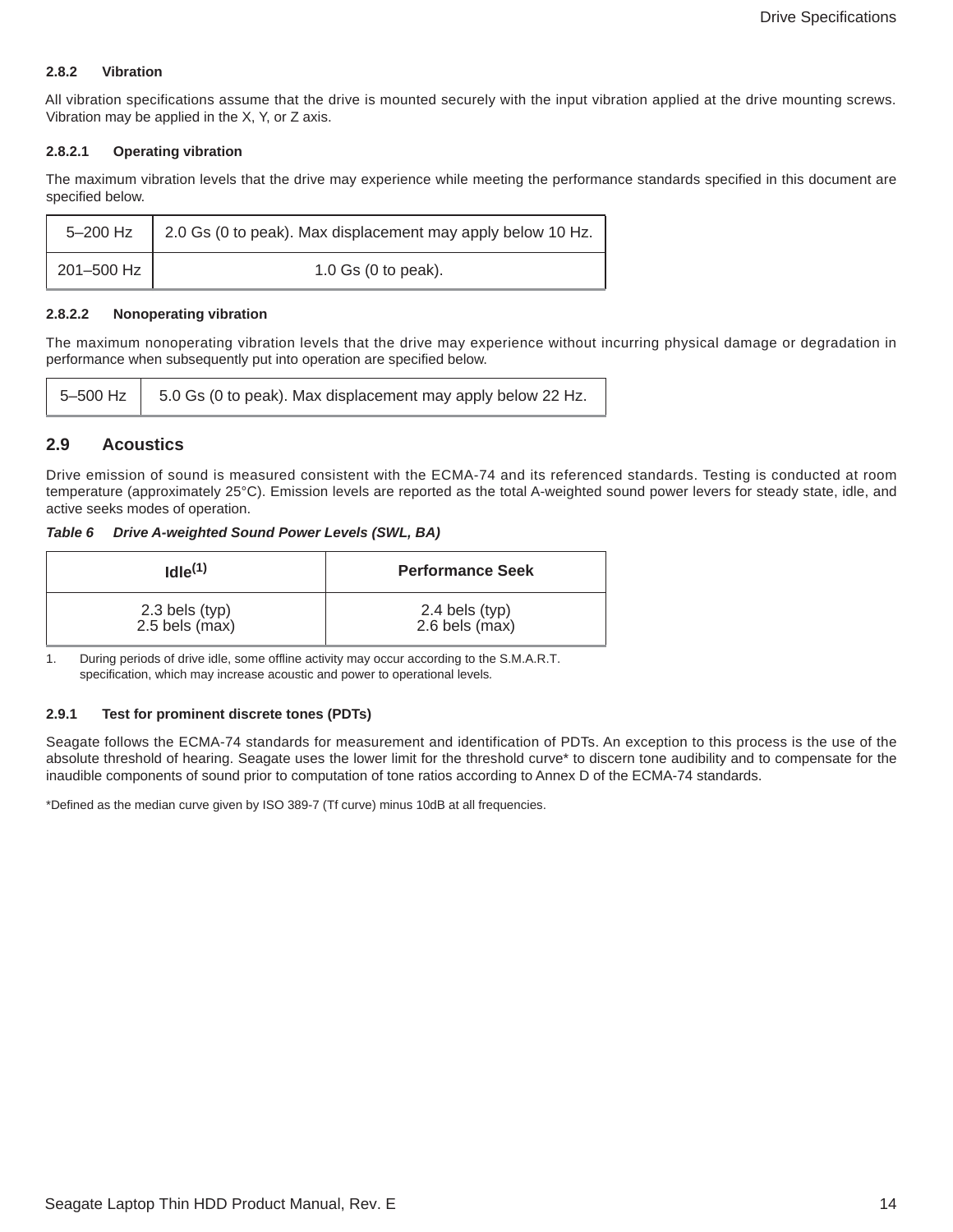### 2.8.2 Vibration

All vibration specifications assume that the drive is mounted securely with the input vibration applied at the drive mounting screws. Vibration may be applied in the X, Y, or Z axis.

#### 2.8.2.1 Operating vibration

The maximum vibration levels that the drive may experience while meeting the performance standards specified in this document are specified below.

| 5–200 Hz | 2.0 Gs (0 to peak). Max displacement may apply below 10 Hz. |
|---|---|
| 201–500 Hz | 1.0 Gs (0 to peak). |

#### 2.8.2.2 Nonoperating vibration

The maximum nonoperating vibration levels that the drive may experience without incurring physical damage or degradation in performance when subsequently put into operation are specified below.

| 5–500 Hz | 5.0 Gs (0 to peak). Max displacement may apply below 22 Hz. |
|---|---|

## 2.9 Acoustics

Drive emission of sound is measured consistent with the ECMA-74 and its referenced standards. Testing is conducted at room temperature (approximately 25°C). Emission levels are reported as the total A-weighted sound power levers for steady state, idle, and active seeks modes of operation.

***Table 6 Drive A-weighted Sound Power Levels (SWL, BA)***

| Idle[1] | Performance Seek |
|---|---|
| 2.3 bels (typ)<br>2.5 bels (max) | 2.4 bels (typ)<br>2.6 bels (max) |

1. During periods of drive idle, some offline activity may occur according to the S.M.A.R.T. specification, which may increase acoustic and power to operational levels.

### 2.9.1 Test for prominent discrete tones (PDTs)

Seagate follows the ECMA-74 standards for measurement and identification of PDTs. An exception to this process is the use of the absolute threshold of hearing. Seagate uses the lower limit for the threshold curve* to discern tone audibility and to compensate for the inaudible components of sound prior to computation of tone ratios according to Annex D of the ECMA-74 standards.

*Defined as the median curve given by ISO 389-7 (Tf curve) minus 10dB at all frequencies.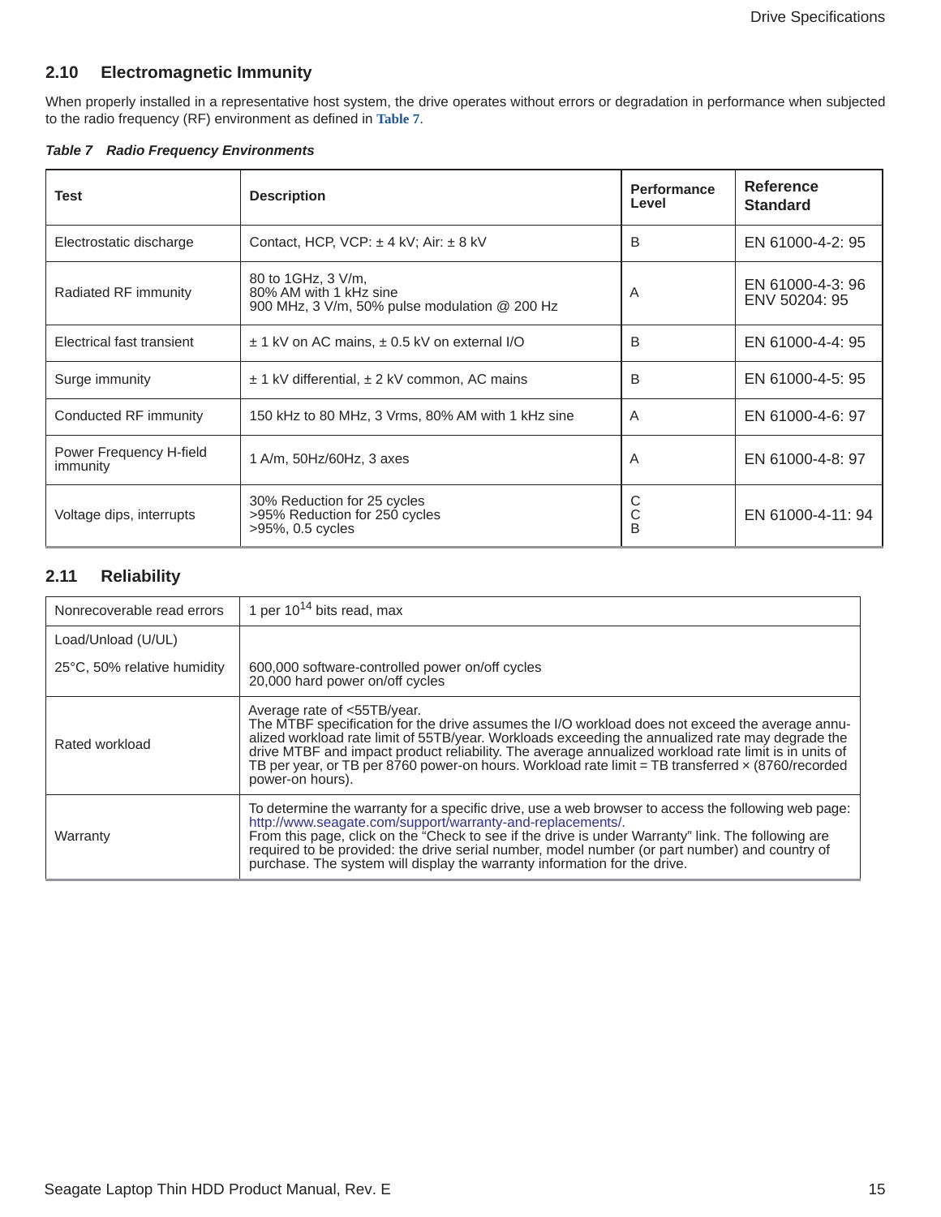## 2.10 Electromagnetic Immunity

When properly installed in a representative host system, the drive operates without errors or degradation in performance when subjected to the radio frequency (RF) environment as defined in Table 7.

*Table 7 Radio Frequency Environments*

| Test | Description | Performance Level | Reference Standard |
|---|---|---|---|
| Electrostatic discharge | Contact, HCP, VCP: ± 4 kV; Air: ± 8 kV | B | EN 61000-4-2: 95 |
| Radiated RF immunity | 80 to 1GHz, 3 V/m,<br>80% AM with 1 kHz sine<br>900 MHz, 3 V/m, 50% pulse modulation @ 200 Hz | A | EN 61000-4-3: 96<br>ENV 50204: 95 |
| Electrical fast transient | ± 1 kV on AC mains, ± 0.5 kV on external I/O | B | EN 61000-4-4: 95 |
| Surge immunity | ± 1 kV differential, ± 2 kV common, AC mains | B | EN 61000-4-5: 95 |
| Conducted RF immunity | 150 kHz to 80 MHz, 3 Vrms, 80% AM with 1 kHz sine | A | EN 61000-4-6: 97 |
| Power Frequency H-field immunity | 1 A/m, 50Hz/60Hz, 3 axes | A | EN 61000-4-8: 97 |
| Voltage dips, interrupts | 30% Reduction for 25 cycles<br>>95% Reduction for 250 cycles<br>>95%, 0.5 cycles | C<br>C<br>B | EN 61000-4-11: 94 |

## 2.11 Reliability

| | |
|---|---|
| Nonrecoverable read errors | 1 per $10^{14}$ bits read, max |
| Load/Unload (U/UL)<br><br>25°C, 50% relative humidity | 600,000 software-controlled power on/off cycles<br>20,000 hard power on/off cycles |
| Rated workload | Average rate of <55TB/year.<br>The MTBF specification for the drive assumes the I/O workload does not exceed the average annualized workload rate limit of 55TB/year. Workloads exceeding the annualized rate may degrade the drive MTBF and impact product reliability. The average annualized workload rate limit is in units of TB per year, or TB per 8760 power-on hours. Workload rate limit = TB transferred × (8760/recorded power-on hours). |
| Warranty | To determine the warranty for a specific drive, use a web browser to access the following web page: http://www.seagate.com/support/warranty-and-replacements/.<br>From this page, click on the "Check to see if the drive is under Warranty" link. The following are required to be provided: the drive serial number, model number (or part number) and country of purchase. The system will display the warranty information for the drive. |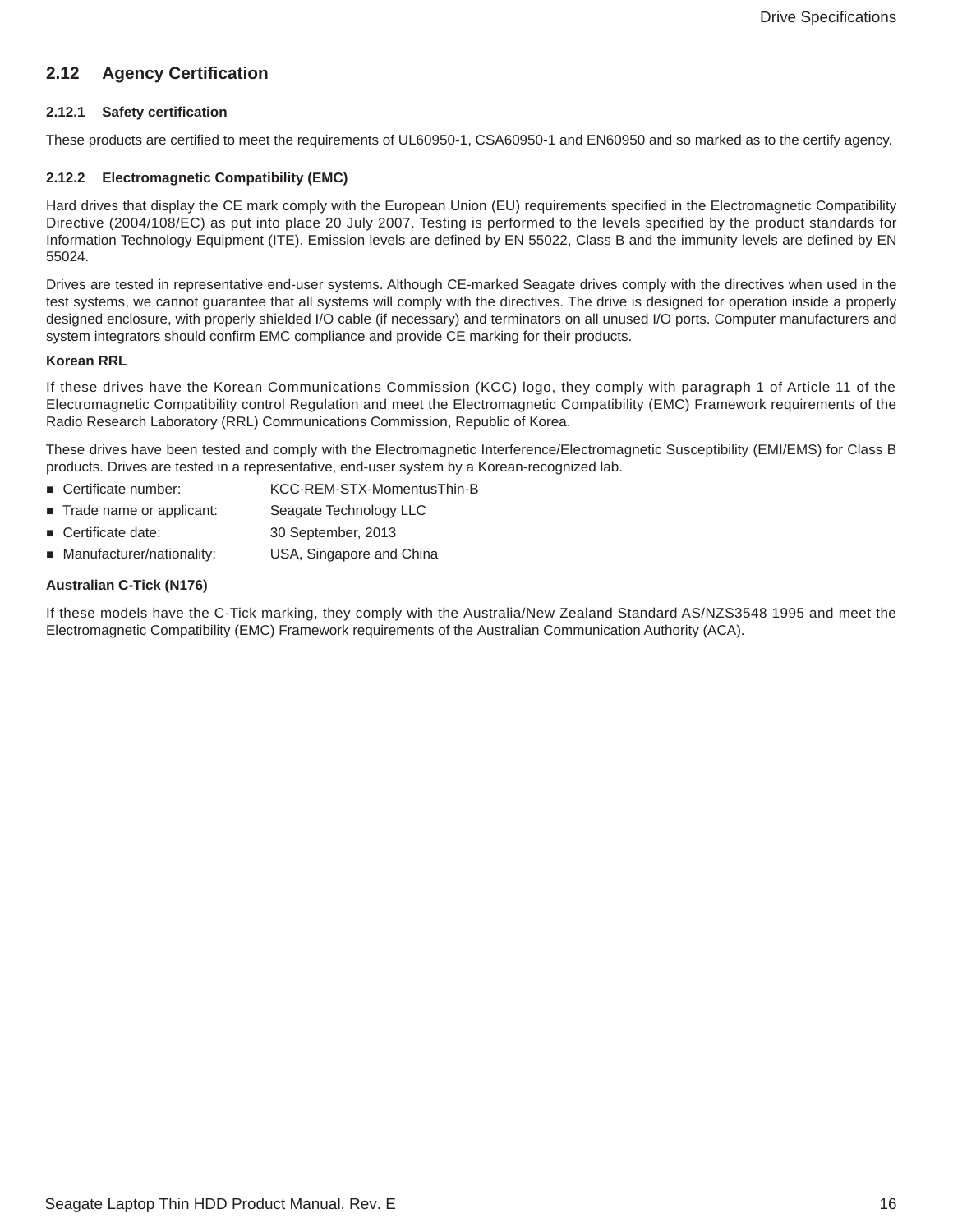## 2.12 Agency Certification

### 2.12.1 Safety certification

These products are certified to meet the requirements of UL60950-1, CSA60950-1 and EN60950 and so marked as to the certify agency.

### 2.12.2 Electromagnetic Compatibility (EMC)

Hard drives that display the CE mark comply with the European Union (EU) requirements specified in the Electromagnetic Compatibility Directive (2004/108/EC) as put into place 20 July 2007. Testing is performed to the levels specified by the product standards for Information Technology Equipment (ITE). Emission levels are defined by EN 55022, Class B and the immunity levels are defined by EN 55024.

Drives are tested in representative end-user systems. Although CE-marked Seagate drives comply with the directives when used in the test systems, we cannot guarantee that all systems will comply with the directives. The drive is designed for operation inside a properly designed enclosure, with properly shielded I/O cable (if necessary) and terminators on all unused I/O ports. Computer manufacturers and system integrators should confirm EMC compliance and provide CE marking for their products.

**Korean RRL**

If these drives have the Korean Communications Commission (KCC) logo, they comply with paragraph 1 of Article 11 of the Electromagnetic Compatibility control Regulation and meet the Electromagnetic Compatibility (EMC) Framework requirements of the Radio Research Laboratory (RRL) Communications Commission, Republic of Korea.

These drives have been tested and comply with the Electromagnetic Interference/Electromagnetic Susceptibility (EMI/EMS) for Class B products. Drives are tested in a representative, end-user system by a Korean-recognized lab.

- Certificate number: KCC-REM-STX-MomentusThin-B
- Trade name or applicant: Seagate Technology LLC
- Certificate date: 30 September, 2013
- Manufacturer/nationality: USA, Singapore and China

**Australian C-Tick (N176)**

If these models have the C-Tick marking, they comply with the Australia/New Zealand Standard AS/NZS3548 1995 and meet the Electromagnetic Compatibility (EMC) Framework requirements of the Australian Communication Authority (ACA).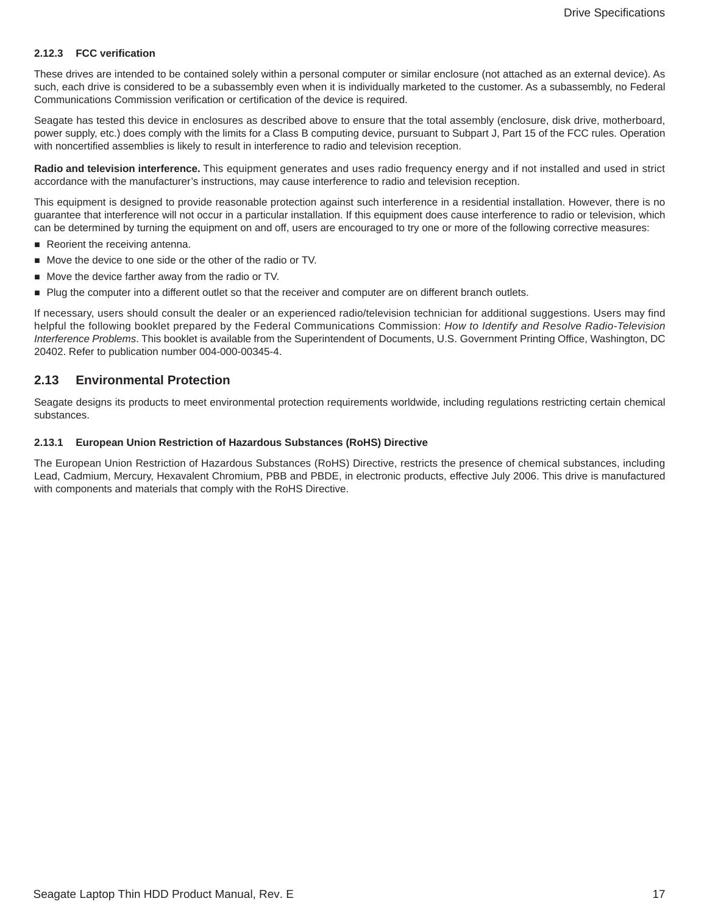### 2.12.3 FCC verification

These drives are intended to be contained solely within a personal computer or similar enclosure (not attached as an external device). As such, each drive is considered to be a subassembly even when it is individually marketed to the customer. As a subassembly, no Federal Communications Commission verification or certification of the device is required.

Seagate has tested this device in enclosures as described above to ensure that the total assembly (enclosure, disk drive, motherboard, power supply, etc.) does comply with the limits for a Class B computing device, pursuant to Subpart J, Part 15 of the FCC rules. Operation with noncertified assemblies is likely to result in interference to radio and television reception.

**Radio and television interference.** This equipment generates and uses radio frequency energy and if not installed and used in strict accordance with the manufacturer's instructions, may cause interference to radio and television reception.

This equipment is designed to provide reasonable protection against such interference in a residential installation. However, there is no guarantee that interference will not occur in a particular installation. If this equipment does cause interference to radio or television, which can be determined by turning the equipment on and off, users are encouraged to try one or more of the following corrective measures:

- Reorient the receiving antenna.
- Move the device to one side or the other of the radio or TV.
- Move the device farther away from the radio or TV.
- Plug the computer into a different outlet so that the receiver and computer are on different branch outlets.

If necessary, users should consult the dealer or an experienced radio/television technician for additional suggestions. Users may find helpful the following booklet prepared by the Federal Communications Commission: *How to Identify and Resolve Radio-Television Interference Problems*. This booklet is available from the Superintendent of Documents, U.S. Government Printing Office, Washington, DC 20402. Refer to publication number 004-000-00345-4.

## 2.13 Environmental Protection

Seagate designs its products to meet environmental protection requirements worldwide, including regulations restricting certain chemical substances.

### 2.13.1 European Union Restriction of Hazardous Substances (RoHS) Directive

The European Union Restriction of Hazardous Substances (RoHS) Directive, restricts the presence of chemical substances, including Lead, Cadmium, Mercury, Hexavalent Chromium, PBB and PBDE, in electronic products, effective July 2006. This drive is manufactured with components and materials that comply with the RoHS Directive.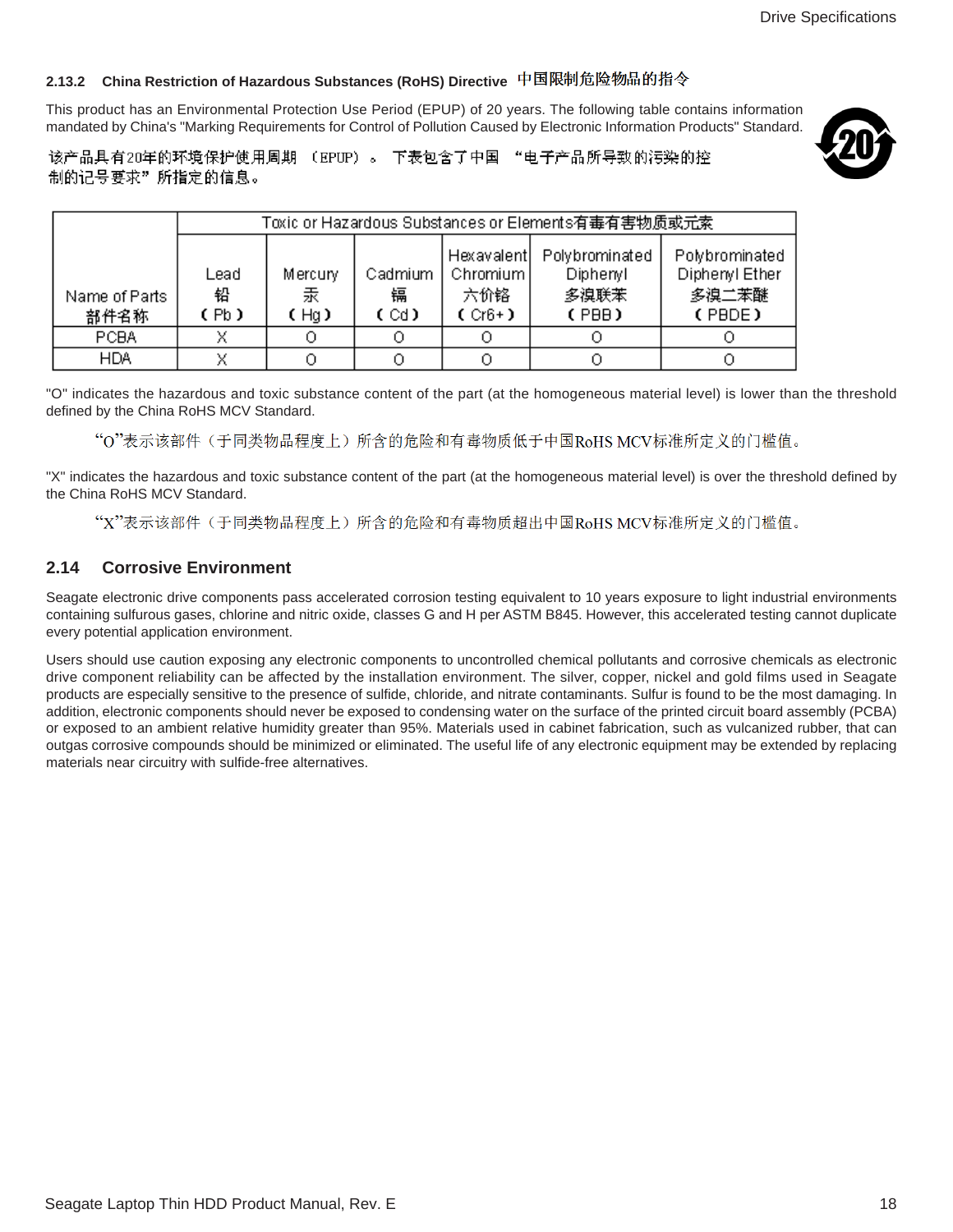### 2.13.2 China Restriction of Hazardous Substances (RoHS) Directive 中国限制危险物品的指令

This product has an Environmental Protection Use Period (EPUP) of 20 years. The following table contains information mandated by China's "Marking Requirements for Control of Pollution Caused by Electronic Information Products" Standard.

该产品具有20年的环境保护使用周期 （EPUP）。 下表包含了中国 "电子产品所导致的污染的控制的记号要求" 所指定的信息。

| Name of Parts 部件名称 | Toxic or Hazardous Substances or Elements有毒有害物质或元素 | | | | | |
|---|---|---|---|---|---|---|
| | Lead 铅 (Pb) | Mercury 汞 (Hg) | Cadmium 镉 (Cd) | Hexavalent Chromium 六价铬 (Cr6+) | Polybrominated Diphenyl 多溴联苯 (PBB) | Polybrominated Diphenyl Ether 多溴二苯醚 (PBDE) |
| PCBA | X | O | O | O | O | O |
| HDA | X | O | O | O | O | O |

"O" indicates the hazardous and toxic substance content of the part (at the homogeneous material level) is lower than the threshold defined by the China RoHS MCV Standard.

"O"表示该部件（于同类物品程度上）所含的危险和有毒物质低于中国RoHS MCV标准所定义的门槛值。

"X" indicates the hazardous and toxic substance content of the part (at the homogeneous material level) is over the threshold defined by the China RoHS MCV Standard.

"X"表示该部件（于同类物品程度上）所含的危险和有毒物质超出中国RoHS MCV标准所定义的门槛值。

## 2.14 Corrosive Environment

Seagate electronic drive components pass accelerated corrosion testing equivalent to 10 years exposure to light industrial environments containing sulfurous gases, chlorine and nitric oxide, classes G and H per ASTM B845. However, this accelerated testing cannot duplicate every potential application environment.

Users should use caution exposing any electronic components to uncontrolled chemical pollutants and corrosive chemicals as electronic drive component reliability can be affected by the installation environment. The silver, copper, nickel and gold films used in Seagate products are especially sensitive to the presence of sulfide, chloride, and nitrate contaminants. Sulfur is found to be the most damaging. In addition, electronic components should never be exposed to condensing water on the surface of the printed circuit board assembly (PCBA) or exposed to an ambient relative humidity greater than 95%. Materials used in cabinet fabrication, such as vulcanized rubber, that can outgas corrosive compounds should be minimized or eliminated. The useful life of any electronic equipment may be extended by replacing materials near circuitry with sulfide-free alternatives.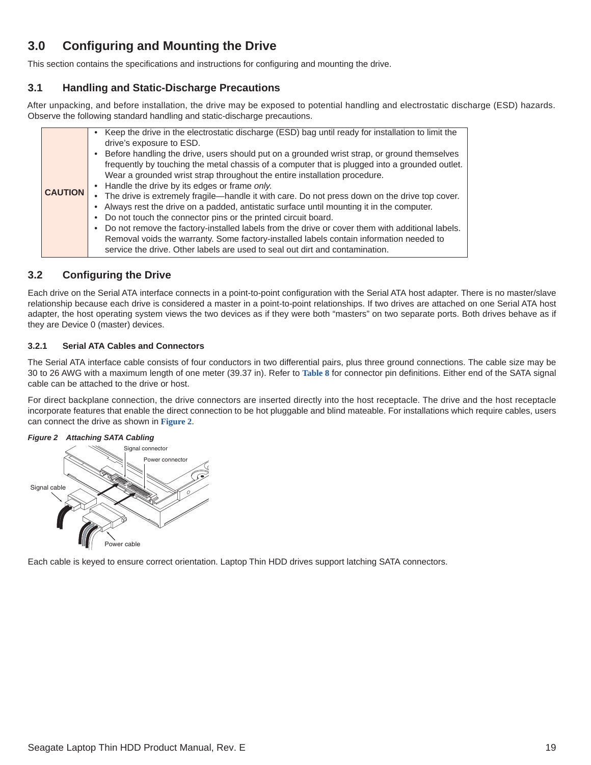# 3.0 Configuring and Mounting the Drive

This section contains the specifications and instructions for configuring and mounting the drive.

## 3.1 Handling and Static-Discharge Precautions

After unpacking, and before installation, the drive may be exposed to potential handling and electrostatic discharge (ESD) hazards. Observe the following standard handling and static-discharge precautions.

| | |
|---|---|
| **CAUTION** | • Keep the drive in the electrostatic discharge (ESD) bag until ready for installation to limit the drive's exposure to ESD.<br>• Before handling the drive, users should put on a grounded wrist strap, or ground themselves frequently by touching the metal chassis of a computer that is plugged into a grounded outlet. Wear a grounded wrist strap throughout the entire installation procedure.<br>• Handle the drive by its edges or frame *only.*<br>• The drive is extremely fragile—handle it with care. Do not press down on the drive top cover.<br>• Always rest the drive on a padded, antistatic surface until mounting it in the computer.<br>• Do not touch the connector pins or the printed circuit board.<br>• Do not remove the factory-installed labels from the drive or cover them with additional labels. Removal voids the warranty. Some factory-installed labels contain information needed to service the drive. Other labels are used to seal out dirt and contamination. |

## 3.2 Configuring the Drive

Each drive on the Serial ATA interface connects in a point-to-point configuration with the Serial ATA host adapter. There is no master/slave relationship because each drive is considered a master in a point-to-point relationships. If two drives are attached on one Serial ATA host adapter, the host operating system views the two devices as if they were both "masters" on two separate ports. Both drives behave as if they are Device 0 (master) devices.

### 3.2.1 Serial ATA Cables and Connectors

The Serial ATA interface cable consists of four conductors in two differential pairs, plus three ground connections. The cable size may be 30 to 26 AWG with a maximum length of one meter (39.37 in). Refer to **Table 8** for connector pin definitions. Either end of the SATA signal cable can be attached to the drive or host.

For direct backplane connection, the drive connectors are inserted directly into the host receptacle. The drive and the host receptacle incorporate features that enable the direct connection to be hot pluggable and blind mateable. For installations which require cables, users can connect the drive as shown in **Figure 2**.

***Figure 2 Attaching SATA Cabling***

Signal connector
Power connector
Signal cable
Power cable

Each cable is keyed to ensure correct orientation. Laptop Thin HDD drives support latching SATA connectors.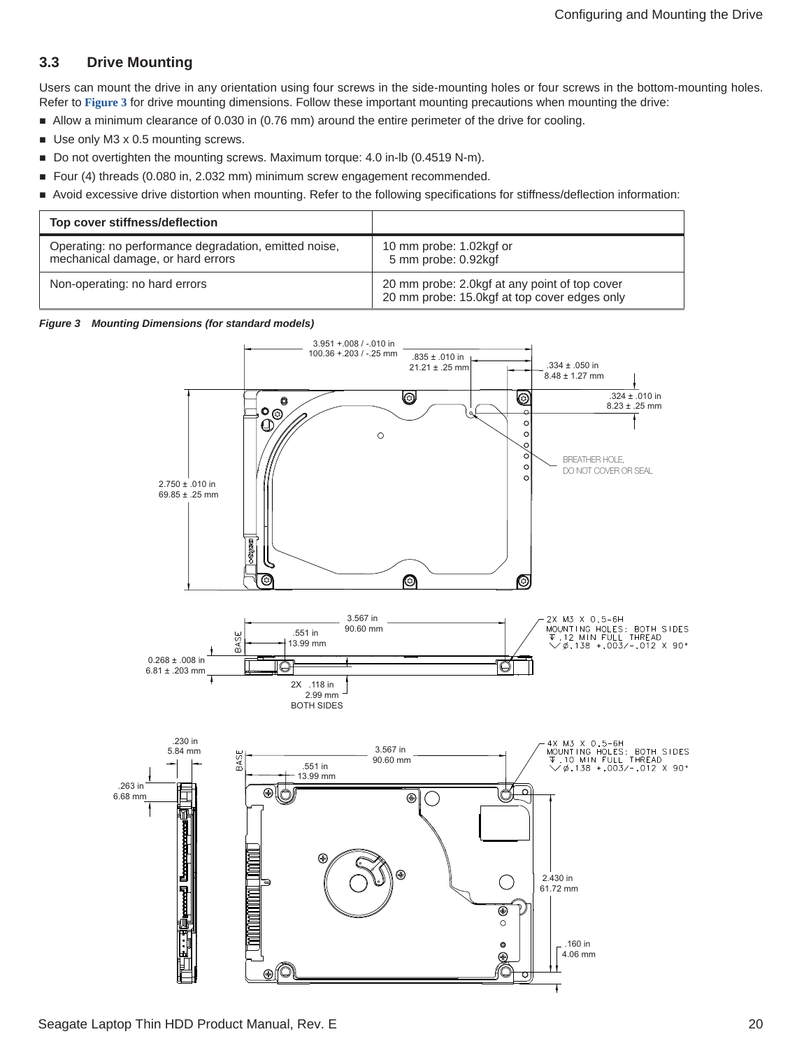### 3.3 Drive Mounting

Users can mount the drive in any orientation using four screws in the side-mounting holes or four screws in the bottom-mounting holes. Refer to **Figure 3** for drive mounting dimensions. Follow these important mounting precautions when mounting the drive:

- Allow a minimum clearance of 0.030 in (0.76 mm) around the entire perimeter of the drive for cooling.
- Use only M3 x 0.5 mounting screws.
- Do not overtighten the mounting screws. Maximum torque: 4.0 in-lb (0.4519 N-m).
- Four (4) threads (0.080 in, 2.032 mm) minimum screw engagement recommended.
- Avoid excessive drive distortion when mounting. Refer to the following specifications for stiffness/deflection information:

| Top cover stiffness/deflection | |
|---|---|
| Operating: no performance degradation, emitted noise, mechanical damage, or hard errors | 10 mm probe: 1.02kgf or<br>5 mm probe: 0.92kgf |
| Non-operating: no hard errors | 20 mm probe: 2.0kgf at any point of top cover<br>20 mm probe: 15.0kgf at top cover edges only |

*Figure 3 Mounting Dimensions (for standard models)*

3.951 +.008 / -.010 in
100.36 +.203 / -.25 mm

.835 ± .010 in
21.21 ± .25 mm

.334 ± .050 in
8.48 ± 1.27 mm

.324 ± .010 in
8.23 ± .25 mm

BREATHER HOLE,
DO NOT COVER OR SEAL

2.750 ± .010 in
69.85 ± .25 mm

3.567 in
90.60 mm

.551 in
13.99 mm

BASE

2X M3 X 0.5-6H
MOUNTING HOLES: BOTH SIDES
↧ .12 MIN FULL THREAD
⌵ ⌀.138 +.003/-.012 X 90°

0.268 ± .008 in
6.81 ± .203 mm

2X .118 in
2.99 mm
BOTH SIDES

.230 in
5.84 mm

.263 in
6.68 mm

3.567 in
90.60 mm

.551 in
13.99 mm

BASE

4X M3 X 0.5-6H
MOUNTING HOLES: BOTH SIDES
↧ .10 MIN FULL THREAD
⌵ ⌀.138 +.003/-.012 X 90°

2.430 in
61.72 mm

.160 in
4.06 mm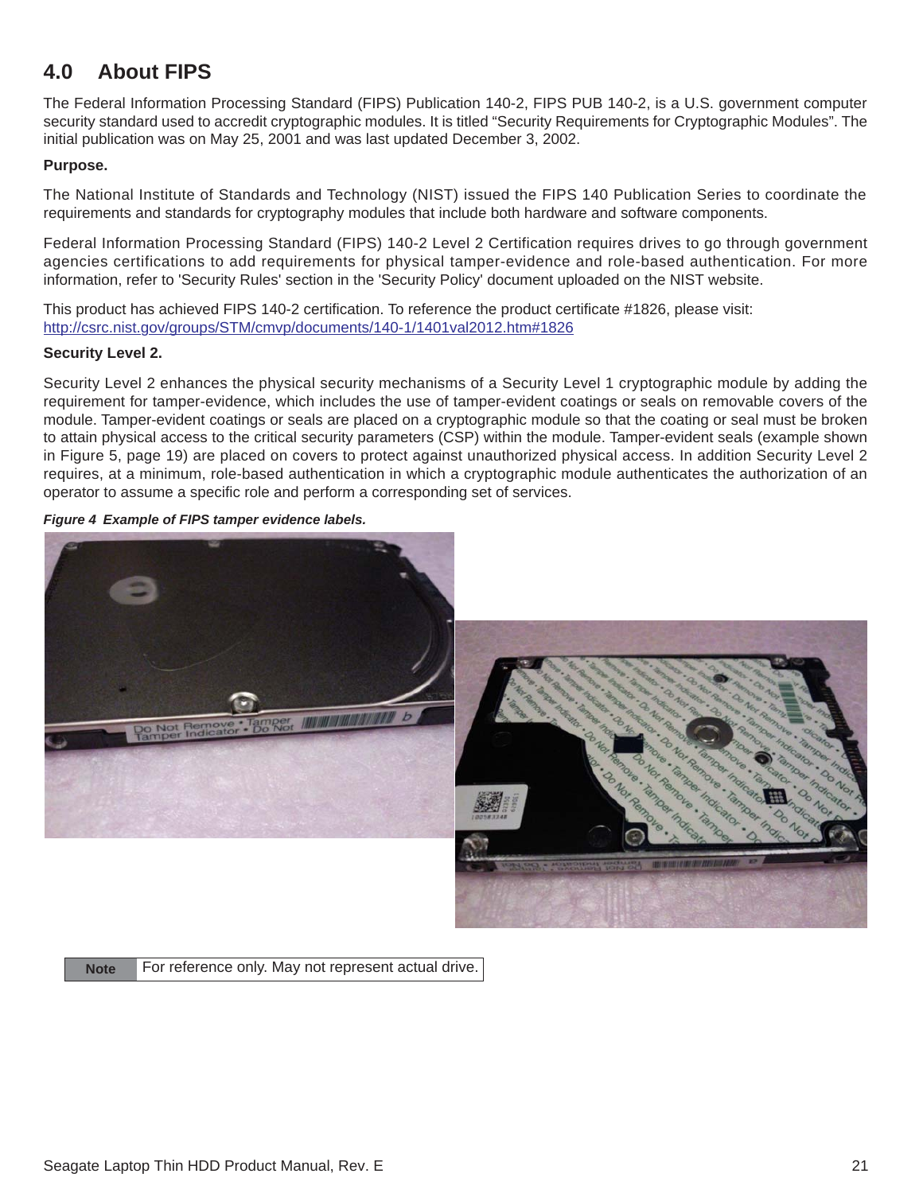## 4.0 About FIPS

The Federal Information Processing Standard (FIPS) Publication 140-2, FIPS PUB 140-2, is a U.S. government computer security standard used to accredit cryptographic modules. It is titled “Security Requirements for Cryptographic Modules”. The initial publication was on May 25, 2001 and was last updated December 3, 2002.

**Purpose.**

The National Institute of Standards and Technology (NIST) issued the FIPS 140 Publication Series to coordinate the requirements and standards for cryptography modules that include both hardware and software components.

Federal Information Processing Standard (FIPS) 140-2 Level 2 Certification requires drives to go through government agencies certifications to add requirements for physical tamper-evidence and role-based authentication. For more information, refer to 'Security Rules' section in the 'Security Policy' document uploaded on the NIST website.

This product has achieved FIPS 140-2 certification. To reference the product certificate #1826, please visit:
http://csrc.nist.gov/groups/STM/cmvp/documents/140-1/1401val2012.htm#1826

**Security Level 2.**

Security Level 2 enhances the physical security mechanisms of a Security Level 1 cryptographic module by adding the requirement for tamper-evidence, which includes the use of tamper-evident coatings or seals on removable covers of the module. Tamper-evident coatings or seals are placed on a cryptographic module so that the coating or seal must be broken to attain physical access to the critical security parameters (CSP) within the module. Tamper-evident seals (example shown in Figure 5, page 19) are placed on covers to protect against unauthorized physical access. In addition Security Level 2 requires, at a minimum, role-based authentication in which a cryptographic module authenticates the authorization of an operator to assume a specific role and perform a corresponding set of services.

***Figure 4 Example of FIPS tamper evidence labels.***

| Note | For reference only. May not represent actual drive. |
|---|---|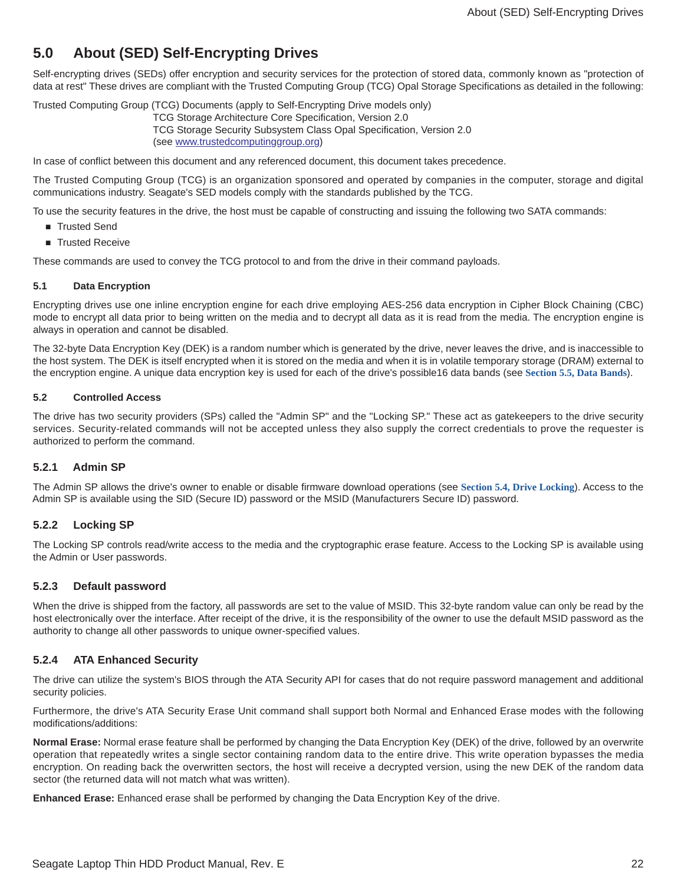# 5.0 About (SED) Self-Encrypting Drives

Self-encrypting drives (SEDs) offer encryption and security services for the protection of stored data, commonly known as "protection of data at rest" These drives are compliant with the Trusted Computing Group (TCG) Opal Storage Specifications as detailed in the following:

Trusted Computing Group (TCG) Documents (apply to Self-Encrypting Drive models only)
TCG Storage Architecture Core Specification, Version 2.0
TCG Storage Security Subsystem Class Opal Specification, Version 2.0
(see www.trustedcomputinggroup.org)

In case of conflict between this document and any referenced document, this document takes precedence.

The Trusted Computing Group (TCG) is an organization sponsored and operated by companies in the computer, storage and digital communications industry. Seagate's SED models comply with the standards published by the TCG.

To use the security features in the drive, the host must be capable of constructing and issuing the following two SATA commands:

- Trusted Send
- Trusted Receive

These commands are used to convey the TCG protocol to and from the drive in their command payloads.

### 5.1 Data Encryption

Encrypting drives use one inline encryption engine for each drive employing AES-256 data encryption in Cipher Block Chaining (CBC) mode to encrypt all data prior to being written on the media and to decrypt all data as it is read from the media. The encryption engine is always in operation and cannot be disabled.

The 32-byte Data Encryption Key (DEK) is a random number which is generated by the drive, never leaves the drive, and is inaccessible to the host system. The DEK is itself encrypted when it is stored on the media and when it is in volatile temporary storage (DRAM) external to the encryption engine. A unique data encryption key is used for each of the drive's possible16 data bands (see **Section 5.5, Data Bands**).

### 5.2 Controlled Access

The drive has two security providers (SPs) called the "Admin SP" and the "Locking SP." These act as gatekeepers to the drive security services. Security-related commands will not be accepted unless they also supply the correct credentials to prove the requester is authorized to perform the command.

## 5.2.1 Admin SP

The Admin SP allows the drive's owner to enable or disable firmware download operations (see **Section 5.4, Drive Locking**). Access to the Admin SP is available using the SID (Secure ID) password or the MSID (Manufacturers Secure ID) password.

## 5.2.2 Locking SP

The Locking SP controls read/write access to the media and the cryptographic erase feature. Access to the Locking SP is available using the Admin or User passwords.

## 5.2.3 Default password

When the drive is shipped from the factory, all passwords are set to the value of MSID. This 32-byte random value can only be read by the host electronically over the interface. After receipt of the drive, it is the responsibility of the owner to use the default MSID password as the authority to change all other passwords to unique owner-specified values.

## 5.2.4 ATA Enhanced Security

The drive can utilize the system's BIOS through the ATA Security API for cases that do not require password management and additional security policies.

Furthermore, the drive's ATA Security Erase Unit command shall support both Normal and Enhanced Erase modes with the following modifications/additions:

**Normal Erase:** Normal erase feature shall be performed by changing the Data Encryption Key (DEK) of the drive, followed by an overwrite operation that repeatedly writes a single sector containing random data to the entire drive. This write operation bypasses the media encryption. On reading back the overwritten sectors, the host will receive a decrypted version, using the new DEK of the random data sector (the returned data will not match what was written).

**Enhanced Erase:** Enhanced erase shall be performed by changing the Data Encryption Key of the drive.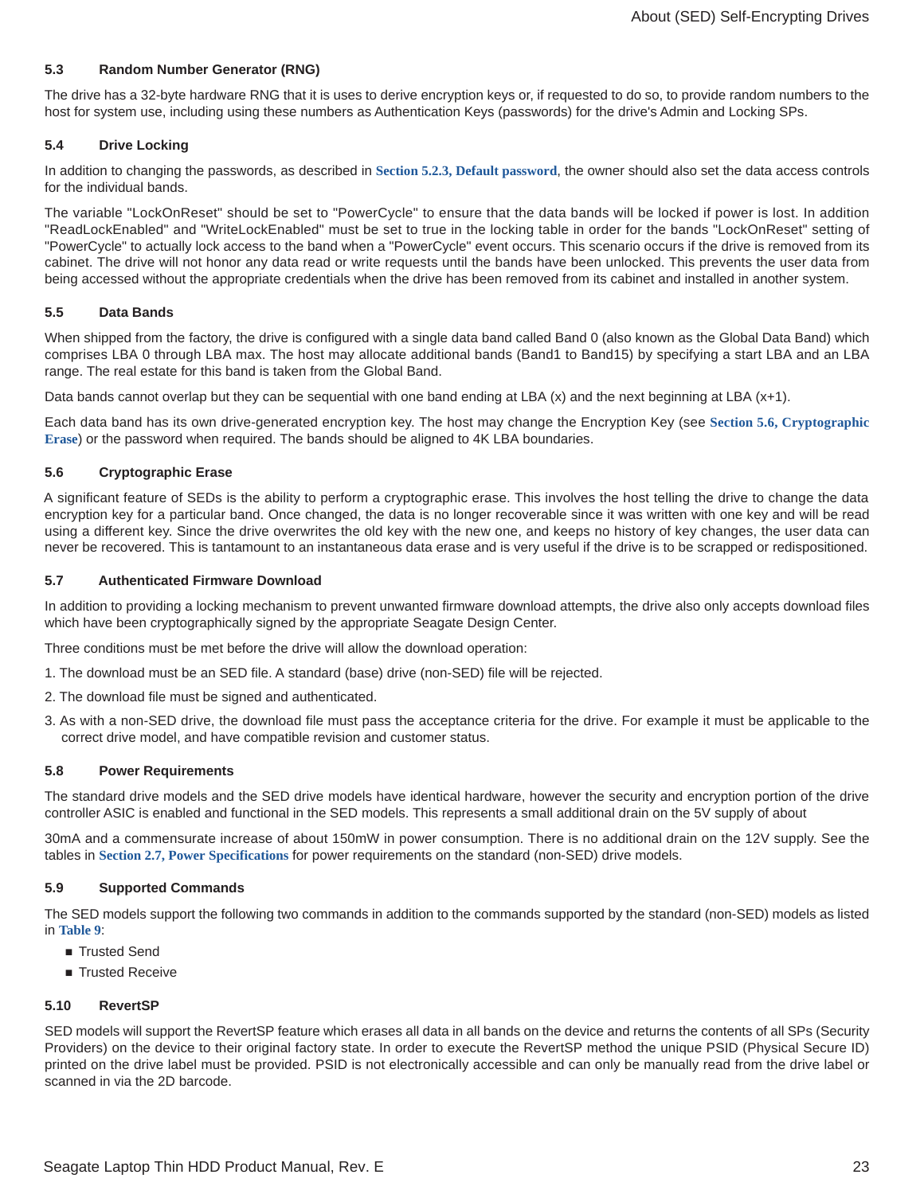### 5.3 Random Number Generator (RNG)

The drive has a 32-byte hardware RNG that it is uses to derive encryption keys or, if requested to do so, to provide random numbers to the host for system use, including using these numbers as Authentication Keys (passwords) for the drive's Admin and Locking SPs.

### 5.4 Drive Locking

In addition to changing the passwords, as described in **Section 5.2.3, Default password**, the owner should also set the data access controls for the individual bands.

The variable "LockOnReset" should be set to "PowerCycle" to ensure that the data bands will be locked if power is lost. In addition "ReadLockEnabled" and "WriteLockEnabled" must be set to true in the locking table in order for the bands "LockOnReset" setting of "PowerCycle" to actually lock access to the band when a "PowerCycle" event occurs. This scenario occurs if the drive is removed from its cabinet. The drive will not honor any data read or write requests until the bands have been unlocked. This prevents the user data from being accessed without the appropriate credentials when the drive has been removed from its cabinet and installed in another system.

### 5.5 Data Bands

When shipped from the factory, the drive is configured with a single data band called Band 0 (also known as the Global Data Band) which comprises LBA 0 through LBA max. The host may allocate additional bands (Band1 to Band15) by specifying a start LBA and an LBA range. The real estate for this band is taken from the Global Band.

Data bands cannot overlap but they can be sequential with one band ending at LBA (x) and the next beginning at LBA (x+1).

Each data band has its own drive-generated encryption key. The host may change the Encryption Key (see **Section 5.6, Cryptographic Erase**) or the password when required. The bands should be aligned to 4K LBA boundaries.

### 5.6 Cryptographic Erase

A significant feature of SEDs is the ability to perform a cryptographic erase. This involves the host telling the drive to change the data encryption key for a particular band. Once changed, the data is no longer recoverable since it was written with one key and will be read using a different key. Since the drive overwrites the old key with the new one, and keeps no history of key changes, the user data can never be recovered. This is tantamount to an instantaneous data erase and is very useful if the drive is to be scrapped or redispositioned.

### 5.7 Authenticated Firmware Download

In addition to providing a locking mechanism to prevent unwanted firmware download attempts, the drive also only accepts download files which have been cryptographically signed by the appropriate Seagate Design Center.

Three conditions must be met before the drive will allow the download operation:

1. The download must be an SED file. A standard (base) drive (non-SED) file will be rejected.
2. The download file must be signed and authenticated.
3. As with a non-SED drive, the download file must pass the acceptance criteria for the drive. For example it must be applicable to the correct drive model, and have compatible revision and customer status.

### 5.8 Power Requirements

The standard drive models and the SED drive models have identical hardware, however the security and encryption portion of the drive controller ASIC is enabled and functional in the SED models. This represents a small additional drain on the 5V supply of about

30mA and a commensurate increase of about 150mW in power consumption. There is no additional drain on the 12V supply. See the tables in **Section 2.7, Power Specifications** for power requirements on the standard (non-SED) drive models.

### 5.9 Supported Commands

The SED models support the following two commands in addition to the commands supported by the standard (non-SED) models as listed in **Table 9**:

- Trusted Send
- Trusted Receive

### 5.10 RevertSP

SED models will support the RevertSP feature which erases all data in all bands on the device and returns the contents of all SPs (Security Providers) on the device to their original factory state. In order to execute the RevertSP method the unique PSID (Physical Secure ID) printed on the drive label must be provided. PSID is not electronically accessible and can only be manually read from the drive label or scanned in via the 2D barcode.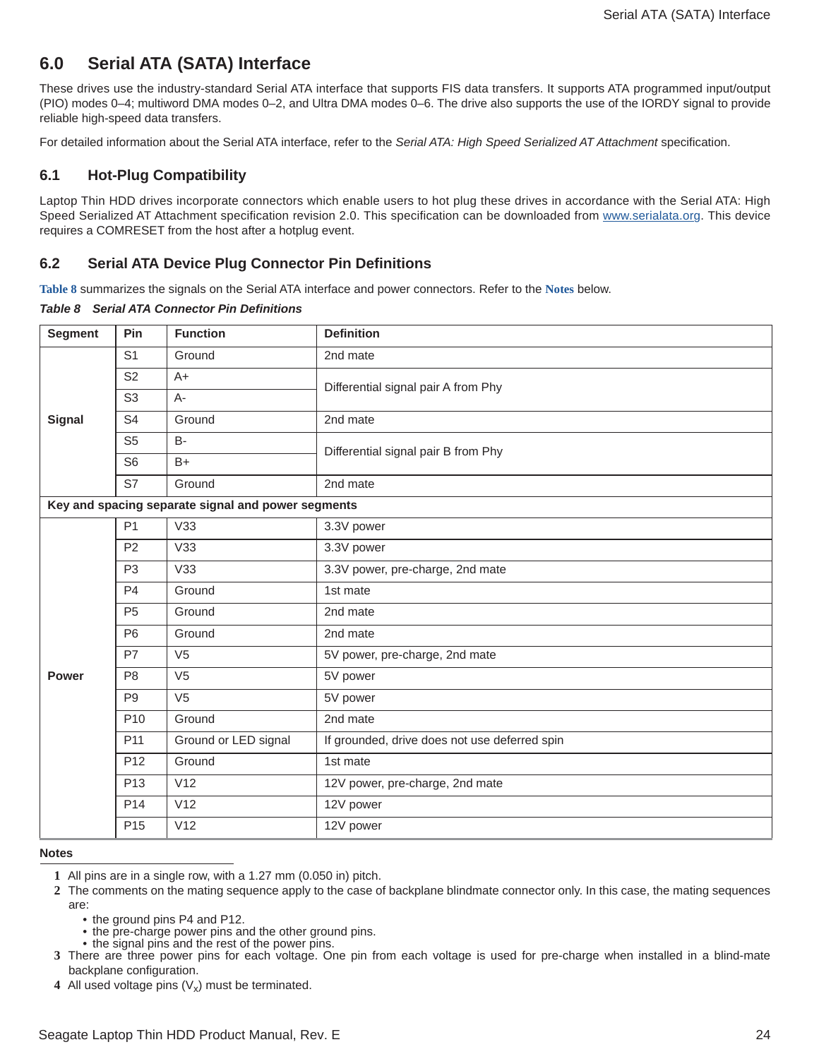## 6.0 Serial ATA (SATA) Interface

These drives use the industry-standard Serial ATA interface that supports FIS data transfers. It supports ATA programmed input/output (PIO) modes 0–4; multiword DMA modes 0–2, and Ultra DMA modes 0–6. The drive also supports the use of the IORDY signal to provide reliable high-speed data transfers.

For detailed information about the Serial ATA interface, refer to the *Serial ATA: High Speed Serialized AT Attachment* specification.

### 6.1 Hot-Plug Compatibility

Laptop Thin HDD drives incorporate connectors which enable users to hot plug these drives in accordance with the Serial ATA: High Speed Serialized AT Attachment specification revision 2.0. This specification can be downloaded from www.serialata.org. This device requires a COMRESET from the host after a hotplug event.

### 6.2 Serial ATA Device Plug Connector Pin Definitions

Table 8 summarizes the signals on the Serial ATA interface and power connectors. Refer to the Notes below.

***Table 8 Serial ATA Connector Pin Definitions***

| Segment | Pin | Function | Definition |
|---|---|---|---|
| Signal | S1 | Ground | 2nd mate |
| | S2 | A+ | Differential signal pair A from Phy |
| | S3 | A- | |
| | S4 | Ground | 2nd mate |
| | S5 | B- | Differential signal pair B from Phy |
| | S6 | B+ | |
| | S7 | Ground | 2nd mate |
| **Key and spacing separate signal and power segments** | | | |
| Power | P1 | V33 | 3.3V power |
| | P2 | V33 | 3.3V power |
| | P3 | V33 | 3.3V power, pre-charge, 2nd mate |
| | P4 | Ground | 1st mate |
| | P5 | Ground | 2nd mate |
| | P6 | Ground | 2nd mate |
| | P7 | V5 | 5V power, pre-charge, 2nd mate |
| | P8 | V5 | 5V power |
| | P9 | V5 | 5V power |
| | P10 | Ground | 2nd mate |
| | P11 | Ground or LED signal | If grounded, drive does not use deferred spin |
| | P12 | Ground | 1st mate |
| | P13 | V12 | 12V power, pre-charge, 2nd mate |
| | P14 | V12 | 12V power |
| | P15 | V12 | 12V power |

**Notes**

1. All pins are in a single row, with a 1.27 mm (0.050 in) pitch.
2. The comments on the mating sequence apply to the case of backplane blindmate connector only. In this case, the mating sequences are:
   - the ground pins P4 and P12.
   - the pre-charge power pins and the other ground pins.
   - the signal pins and the rest of the power pins.
3. There are three power pins for each voltage. One pin from each voltage is used for pre-charge when installed in a blind-mate backplane configuration.
4. All used voltage pins ($V_x$) must be terminated.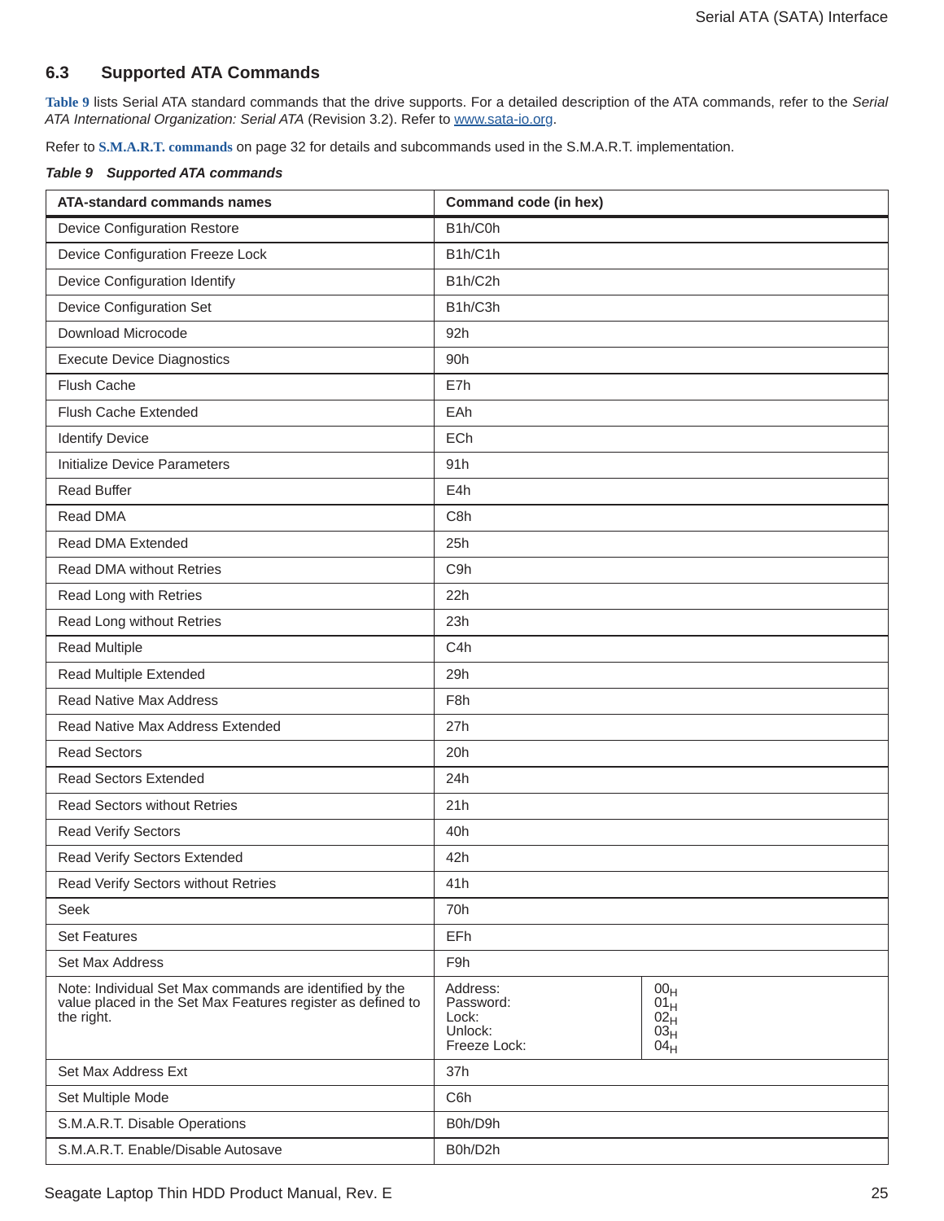## 6.3 Supported ATA Commands

**Table 9** lists Serial ATA standard commands that the drive supports. For a detailed description of the ATA commands, refer to the *Serial ATA International Organization: Serial ATA* (Revision 3.2). Refer to www.sata-io.org.

Refer to **S.M.A.R.T. commands** on page 32 for details and subcommands used in the S.M.A.R.T. implementation.

***Table 9 Supported ATA commands***

| ATA-standard commands names | Command code (in hex) | |
|---|---|---|
| Device Configuration Restore | B1h/C0h | |
| Device Configuration Freeze Lock | B1h/C1h | |
| Device Configuration Identify | B1h/C2h | |
| Device Configuration Set | B1h/C3h | |
| Download Microcode | 92h | |
| Execute Device Diagnostics | 90h | |
| Flush Cache | E7h | |
| Flush Cache Extended | EAh | |
| Identify Device | ECh | |
| Initialize Device Parameters | 91h | |
| Read Buffer | E4h | |
| Read DMA | C8h | |
| Read DMA Extended | 25h | |
| Read DMA without Retries | C9h | |
| Read Long with Retries | 22h | |
| Read Long without Retries | 23h | |
| Read Multiple | C4h | |
| Read Multiple Extended | 29h | |
| Read Native Max Address | F8h | |
| Read Native Max Address Extended | 27h | |
| Read Sectors | 20h | |
| Read Sectors Extended | 24h | |
| Read Sectors without Retries | 21h | |
| Read Verify Sectors | 40h | |
| Read Verify Sectors Extended | 42h | |
| Read Verify Sectors without Retries | 41h | |
| Seek | 70h | |
| Set Features | EFh | |
| Set Max Address | F9h | |
| Note: Individual Set Max commands are identified by the value placed in the Set Max Features register as defined to the right. | Address:<br>Password:<br>Lock:<br>Unlock:<br>Freeze Lock: | $00_H$<br>$01_H$<br>$02_H$<br>$03_H$<br>$04_H$ |
| Set Max Address Ext | 37h | |
| Set Multiple Mode | C6h | |
| S.M.A.R.T. Disable Operations | B0h/D9h | |
| S.M.A.R.T. Enable/Disable Autosave | B0h/D2h | |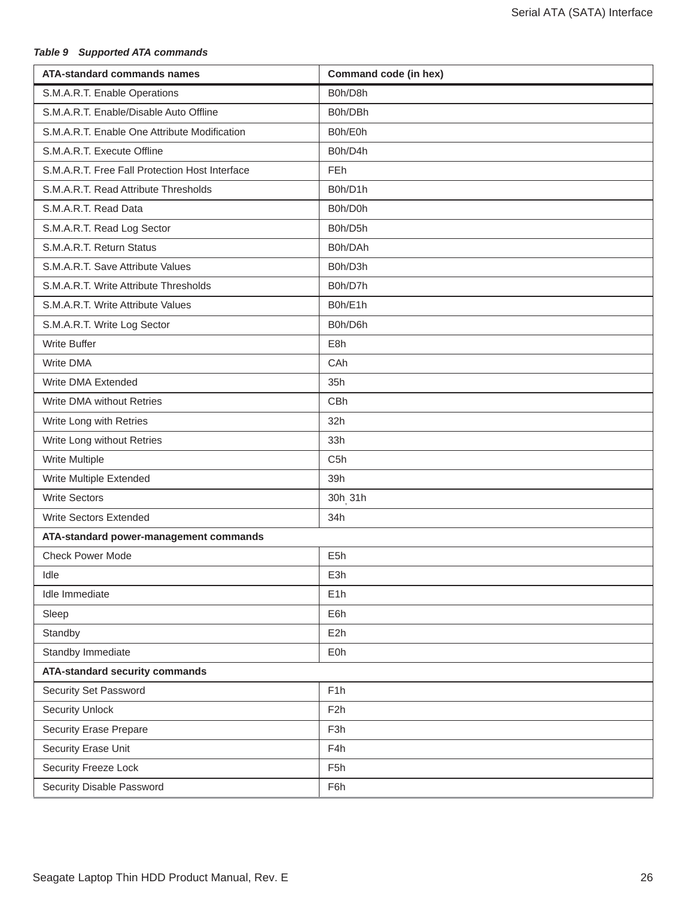*Table 9 Supported ATA commands*

| ATA-standard commands names | Command code (in hex) |
| --- | --- |
| S.M.A.R.T. Enable Operations | B0h/D8h |
| S.M.A.R.T. Enable/Disable Auto Offline | B0h/DBh |
| S.M.A.R.T. Enable One Attribute Modification | B0h/E0h |
| S.M.A.R.T. Execute Offline | B0h/D4h |
| S.M.A.R.T. Free Fall Protection Host Interface | FEh |
| S.M.A.R.T. Read Attribute Thresholds | B0h/D1h |
| S.M.A.R.T. Read Data | B0h/D0h |
| S.M.A.R.T. Read Log Sector | B0h/D5h |
| S.M.A.R.T. Return Status | B0h/DAh |
| S.M.A.R.T. Save Attribute Values | B0h/D3h |
| S.M.A.R.T. Write Attribute Thresholds | B0h/D7h |
| S.M.A.R.T. Write Attribute Values | B0h/E1h |
| S.M.A.R.T. Write Log Sector | B0h/D6h |
| Write Buffer | E8h |
| Write DMA | CAh |
| Write DMA Extended | 35h |
| Write DMA without Retries | CBh |
| Write Long with Retries | 32h |
| Write Long without Retries | 33h |
| Write Multiple | C5h |
| Write Multiple Extended | 39h |
| Write Sectors | 30h, 31h |
| Write Sectors Extended | 34h |
| **ATA-standard power-management commands** | |
| Check Power Mode | E5h |
| Idle | E3h |
| Idle Immediate | E1h |
| Sleep | E6h |
| Standby | E2h |
| Standby Immediate | E0h |
| **ATA-standard security commands** | |
| Security Set Password | F1h |
| Security Unlock | F2h |
| Security Erase Prepare | F3h |
| Security Erase Unit | F4h |
| Security Freeze Lock | F5h |
| Security Disable Password | F6h |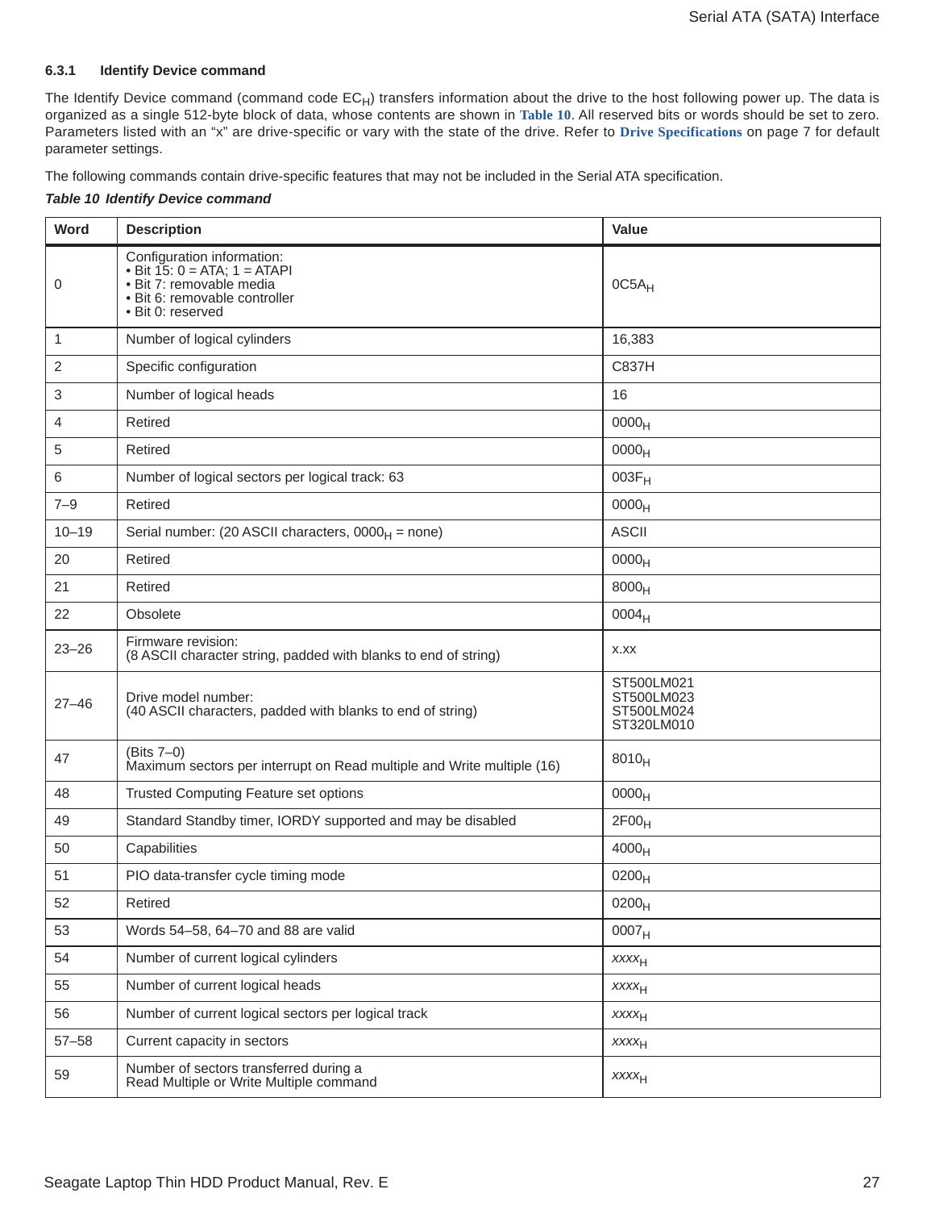### 6.3.1 Identify Device command

The Identify Device command (command code $EC_H$) transfers information about the drive to the host following power up. The data is organized as a single 512-byte block of data, whose contents are shown in **Table 10**. All reserved bits or words should be set to zero. Parameters listed with an "x" are drive-specific or vary with the state of the drive. Refer to **Drive Specifications** on page 7 for default parameter settings.

The following commands contain drive-specific features that may not be included in the Serial ATA specification.

***Table 10 Identify Device command***

| Word | Description | Value |
|---|---|---|
| 0 | Configuration information:<br>• Bit 15: 0 = ATA; 1 = ATAPI<br>• Bit 7: removable media<br>• Bit 6: removable controller<br>• Bit 0: reserved | $0C5A_H$ |
| 1 | Number of logical cylinders | 16,383 |
| 2 | Specific configuration | C837H |
| 3 | Number of logical heads | 16 |
| 4 | Retired | $0000_H$ |
| 5 | Retired | $0000_H$ |
| 6 | Number of logical sectors per logical track: 63 | $003F_H$ |
| 7–9 | Retired | $0000_H$ |
| 10–19 | Serial number: (20 ASCII characters, $0000_H$ = none) | ASCII |
| 20 | Retired | $0000_H$ |
| 21 | Retired | $8000_H$ |
| 22 | Obsolete | $0004_H$ |
| 23–26 | Firmware revision:<br>(8 ASCII character string, padded with blanks to end of string) | x.xx |
| 27–46 | Drive model number:<br>(40 ASCII characters, padded with blanks to end of string) | ST500LM021<br>ST500LM023<br>ST500LM024<br>ST320LM010 |
| 47 | (Bits 7–0)<br>Maximum sectors per interrupt on Read multiple and Write multiple (16) | $8010_H$ |
| 48 | Trusted Computing Feature set options | $0000_H$ |
| 49 | Standard Standby timer, IORDY supported and may be disabled | $2F00_H$ |
| 50 | Capabilities | $4000_H$ |
| 51 | PIO data-transfer cycle timing mode | $0200_H$ |
| 52 | Retired | $0200_H$ |
| 53 | Words 54–58, 64–70 and 88 are valid | $0007_H$ |
| 54 | Number of current logical cylinders | $xxxx_H$ |
| 55 | Number of current logical heads | $xxxx_H$ |
| 56 | Number of current logical sectors per logical track | $xxxx_H$ |
| 57–58 | Current capacity in sectors | $xxxx_H$ |
| 59 | Number of sectors transferred during a<br>Read Multiple or Write Multiple command | $xxxx_H$ |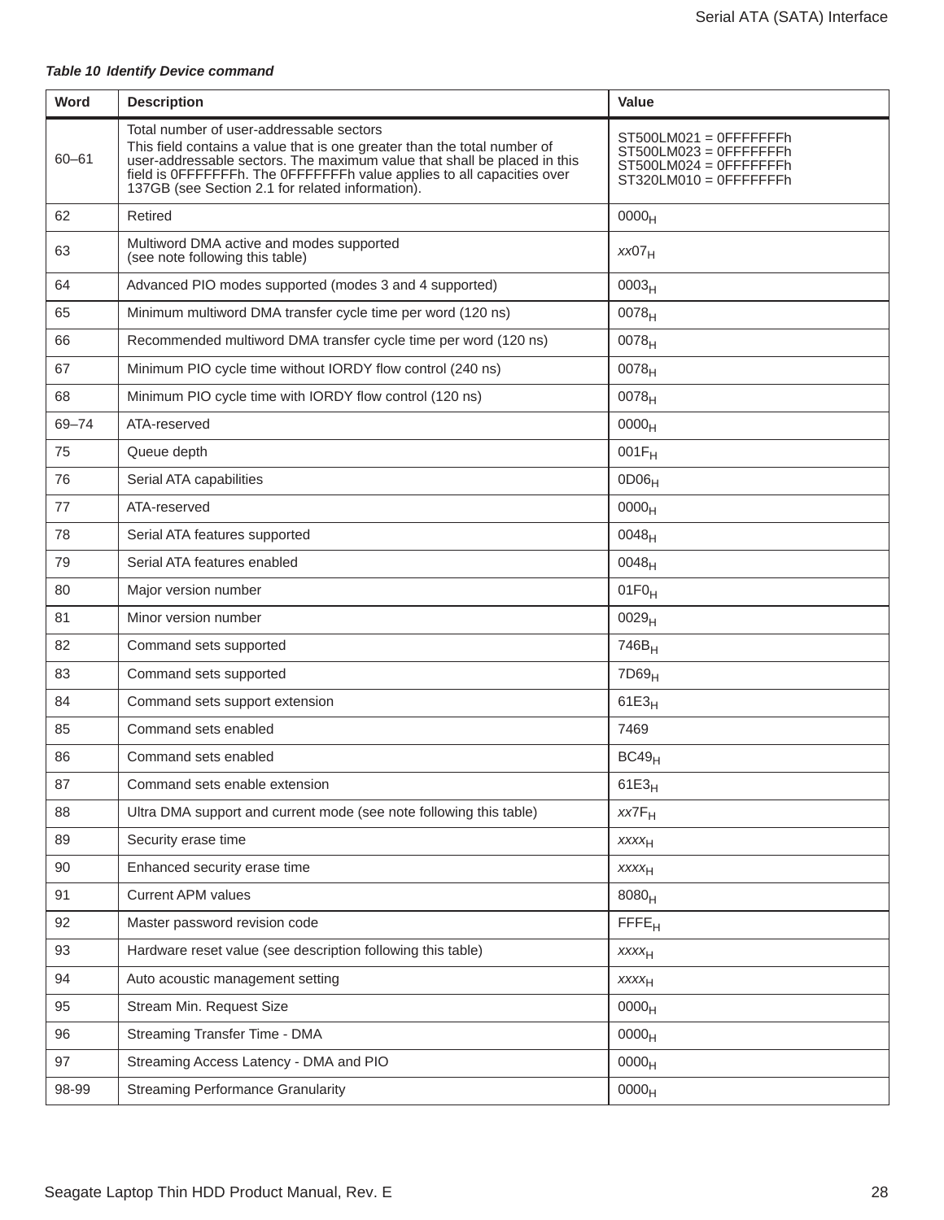*Table 10 Identify Device command*

| Word | Description | Value |
|---|---|---|
| 60–61 | Total number of user-addressable sectors<br>This field contains a value that is one greater than the total number of user-addressable sectors. The maximum value that shall be placed in this field is 0FFFFFFFh. The 0FFFFFFFh value applies to all capacities over 137GB (see Section 2.1 for related information). | ST500LM021 = 0FFFFFFFh<br>ST500LM023 = 0FFFFFFFh<br>ST500LM024 = 0FFFFFFFh<br>ST320LM010 = 0FFFFFFFh |
| 62 | Retired | $0000_H$ |
| 63 | Multiword DMA active and modes supported (see note following this table) | $xx07_H$ |
| 64 | Advanced PIO modes supported (modes 3 and 4 supported) | $0003_H$ |
| 65 | Minimum multiword DMA transfer cycle time per word (120 ns) | $0078_H$ |
| 66 | Recommended multiword DMA transfer cycle time per word (120 ns) | $0078_H$ |
| 67 | Minimum PIO cycle time without IORDY flow control (240 ns) | $0078_H$ |
| 68 | Minimum PIO cycle time with IORDY flow control (120 ns) | $0078_H$ |
| 69–74 | ATA-reserved | $0000_H$ |
| 75 | Queue depth | $001F_H$ |
| 76 | Serial ATA capabilities | $0D06_H$ |
| 77 | ATA-reserved | $0000_H$ |
| 78 | Serial ATA features supported | $0048_H$ |
| 79 | Serial ATA features enabled | $0048_H$ |
| 80 | Major version number | $01F0_H$ |
| 81 | Minor version number | $0029_H$ |
| 82 | Command sets supported | $746B_H$ |
| 83 | Command sets supported | $7D69_H$ |
| 84 | Command sets support extension | $61E3_H$ |
| 85 | Command sets enabled | 7469 |
| 86 | Command sets enabled | $BC49_H$ |
| 87 | Command sets enable extension | $61E3_H$ |
| 88 | Ultra DMA support and current mode (see note following this table) | $xx7F_H$ |
| 89 | Security erase time | $xxxx_H$ |
| 90 | Enhanced security erase time | $xxxx_H$ |
| 91 | Current APM values | $8080_H$ |
| 92 | Master password revision code | $FFFE_H$ |
| 93 | Hardware reset value (see description following this table) | $xxxx_H$ |
| 94 | Auto acoustic management setting | $xxxx_H$ |
| 95 | Stream Min. Request Size | $0000_H$ |
| 96 | Streaming Transfer Time - DMA | $0000_H$ |
| 97 | Streaming Access Latency - DMA and PIO | $0000_H$ |
| 98-99 | Streaming Performance Granularity | $0000_H$ |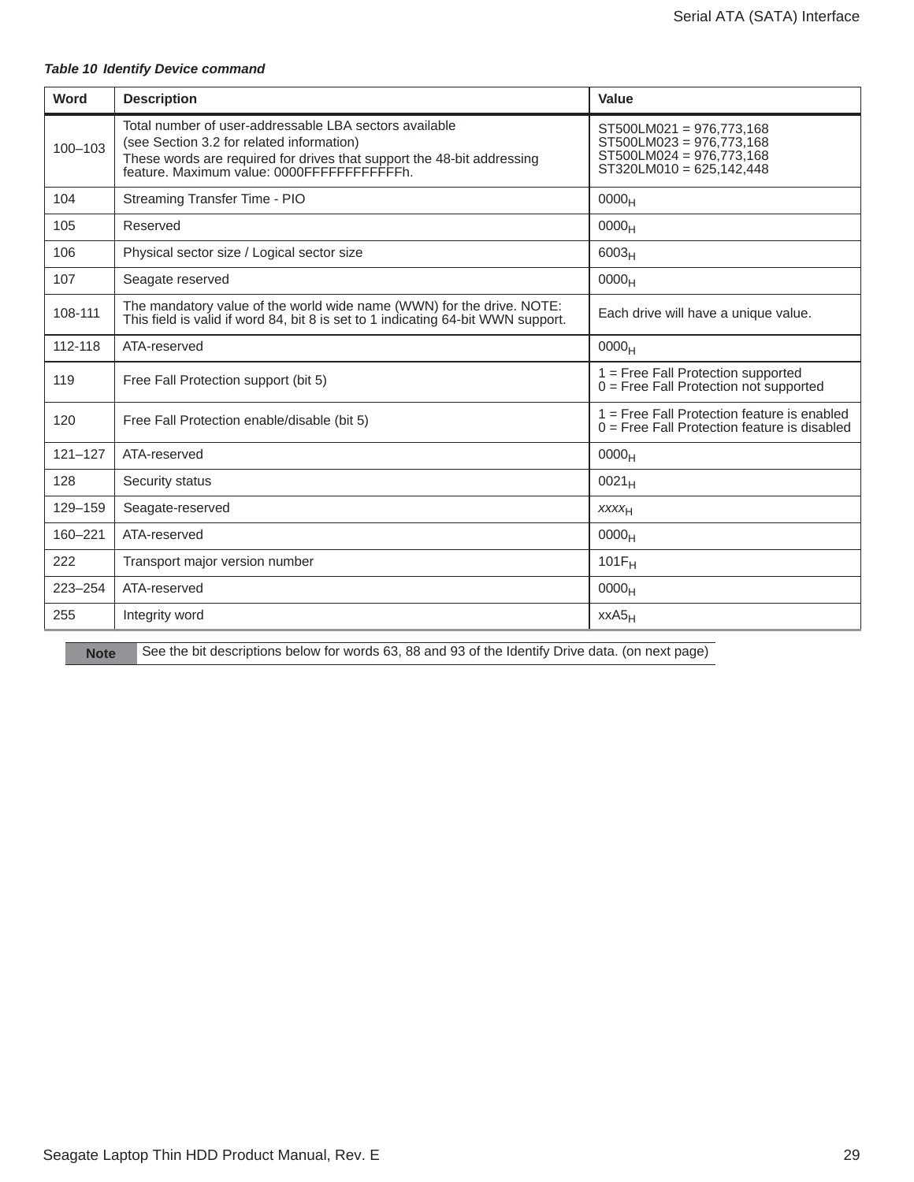*Table 10 Identify Device command*

| Word | Description | Value |
|---|---|---|
| 100–103 | Total number of user-addressable LBA sectors available (see Section 3.2 for related information) These words are required for drives that support the 48-bit addressing feature. Maximum value: 0000FFFFFFFFFFFFh. | ST500LM021 = 976,773,168<br>ST500LM023 = 976,773,168<br>ST500LM024 = 976,773,168<br>ST320LM010 = 625,142,448 |
| 104 | Streaming Transfer Time - PIO | $0000_H$ |
| 105 | Reserved | $0000_H$ |
| 106 | Physical sector size / Logical sector size | $6003_H$ |
| 107 | Seagate reserved | $0000_H$ |
| 108-111 | The mandatory value of the world wide name (WWN) for the drive. NOTE: This field is valid if word 84, bit 8 is set to 1 indicating 64-bit WWN support. | Each drive will have a unique value. |
| 112-118 | ATA-reserved | $0000_H$ |
| 119 | Free Fall Protection support (bit 5) | 1 = Free Fall Protection supported<br>0 = Free Fall Protection not supported |
| 120 | Free Fall Protection enable/disable (bit 5) | 1 = Free Fall Protection feature is enabled<br>0 = Free Fall Protection feature is disabled |
| 121–127 | ATA-reserved | $0000_H$ |
| 128 | Security status | $0021_H$ |
| 129–159 | Seagate-reserved | $xxxx_H$ |
| 160–221 | ATA-reserved | $0000_H$ |
| 222 | Transport major version number | $101F_H$ |
| 223–254 | ATA-reserved | $0000_H$ |
| 255 | Integrity word | $xxA5_H$ |

| Note | See the bit descriptions below for words 63, 88 and 93 of the Identify Drive data. (on next page) |
|---|---|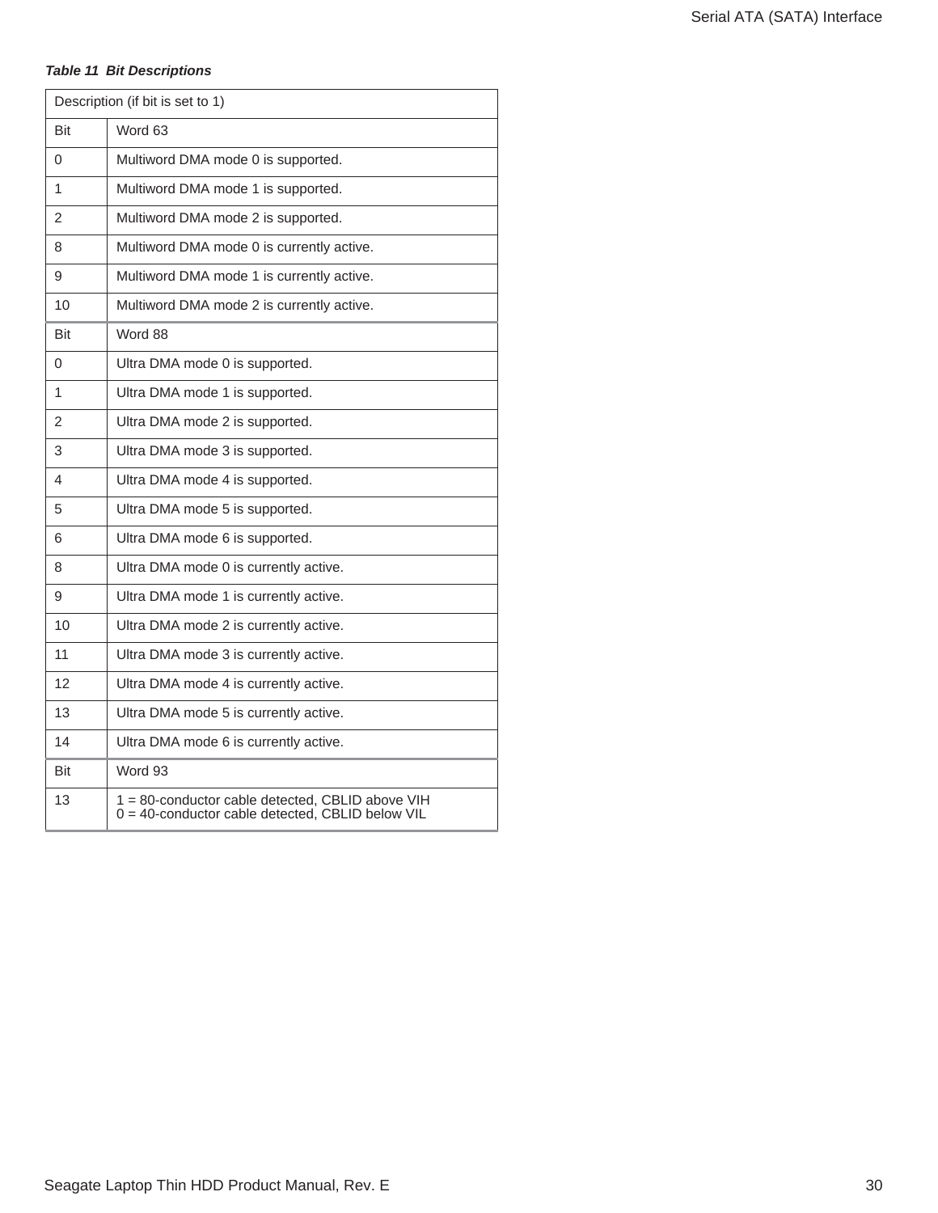***Table 11  Bit Descriptions***

| Description (if bit is set to 1) | |
|---|---|
| Bit | Word 63 |
| 0 | Multiword DMA mode 0 is supported. |
| 1 | Multiword DMA mode 1 is supported. |
| 2 | Multiword DMA mode 2 is supported. |
| 8 | Multiword DMA mode 0 is currently active. |
| 9 | Multiword DMA mode 1 is currently active. |
| 10 | Multiword DMA mode 2 is currently active. |
| Bit | Word 88 |
| 0 | Ultra DMA mode 0 is supported. |
| 1 | Ultra DMA mode 1 is supported. |
| 2 | Ultra DMA mode 2 is supported. |
| 3 | Ultra DMA mode 3 is supported. |
| 4 | Ultra DMA mode 4 is supported. |
| 5 | Ultra DMA mode 5 is supported. |
| 6 | Ultra DMA mode 6 is supported. |
| 8 | Ultra DMA mode 0 is currently active. |
| 9 | Ultra DMA mode 1 is currently active. |
| 10 | Ultra DMA mode 2 is currently active. |
| 11 | Ultra DMA mode 3 is currently active. |
| 12 | Ultra DMA mode 4 is currently active. |
| 13 | Ultra DMA mode 5 is currently active. |
| 14 | Ultra DMA mode 6 is currently active. |
| Bit | Word 93 |
| 13 | 1 = 80-conductor cable detected, CBLID above VIH<br>0 = 40-conductor cable detected, CBLID below VIL |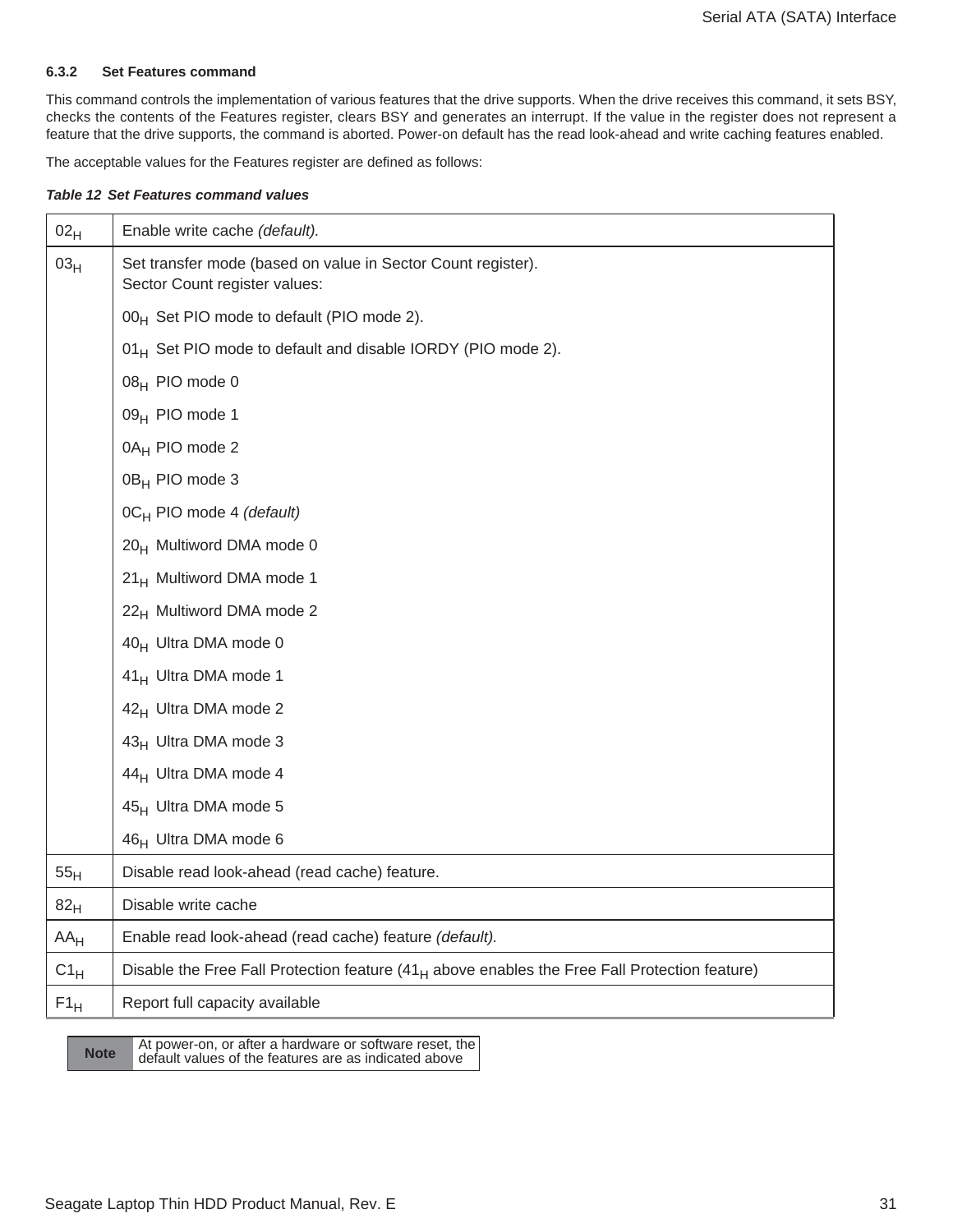### 6.3.2 Set Features command

This command controls the implementation of various features that the drive supports. When the drive receives this command, it sets BSY, checks the contents of the Features register, clears BSY and generates an interrupt. If the value in the register does not represent a feature that the drive supports, the command is aborted. Power-on default has the read look-ahead and write caching features enabled.

The acceptable values for the Features register are defined as follows:

***Table 12 Set Features command values***

| | |
|---|---|
| $02_H$ | Enable write cache *(default).* |
| $03_H$ | Set transfer mode (based on value in Sector Count register).<br>Sector Count register values:<br>$00_H$ Set PIO mode to default (PIO mode 2).<br>$01_H$ Set PIO mode to default and disable IORDY (PIO mode 2).<br>$08_H$ PIO mode 0<br>$09_H$ PIO mode 1<br>$0A_H$ PIO mode 2<br>$0B_H$ PIO mode 3<br>$0C_H$ PIO mode 4 *(default)*<br>$20_H$ Multiword DMA mode 0<br>$21_H$ Multiword DMA mode 1<br>$22_H$ Multiword DMA mode 2<br>$40_H$ Ultra DMA mode 0<br>$41_H$ Ultra DMA mode 1<br>$42_H$ Ultra DMA mode 2<br>$43_H$ Ultra DMA mode 3<br>$44_H$ Ultra DMA mode 4<br>$45_H$ Ultra DMA mode 5<br>$46_H$ Ultra DMA mode 6 |
| $55_H$ | Disable read look-ahead (read cache) feature. |
| $82_H$ | Disable write cache |
| $AA_H$ | Enable read look-ahead (read cache) feature *(default).* |
| $C1_H$ | Disable the Free Fall Protection feature ($41_H$ above enables the Free Fall Protection feature) |
| $F1_H$ | Report full capacity available |

| **Note** | At power-on, or after a hardware or software reset, the default values of the features are as indicated above |
|---|---|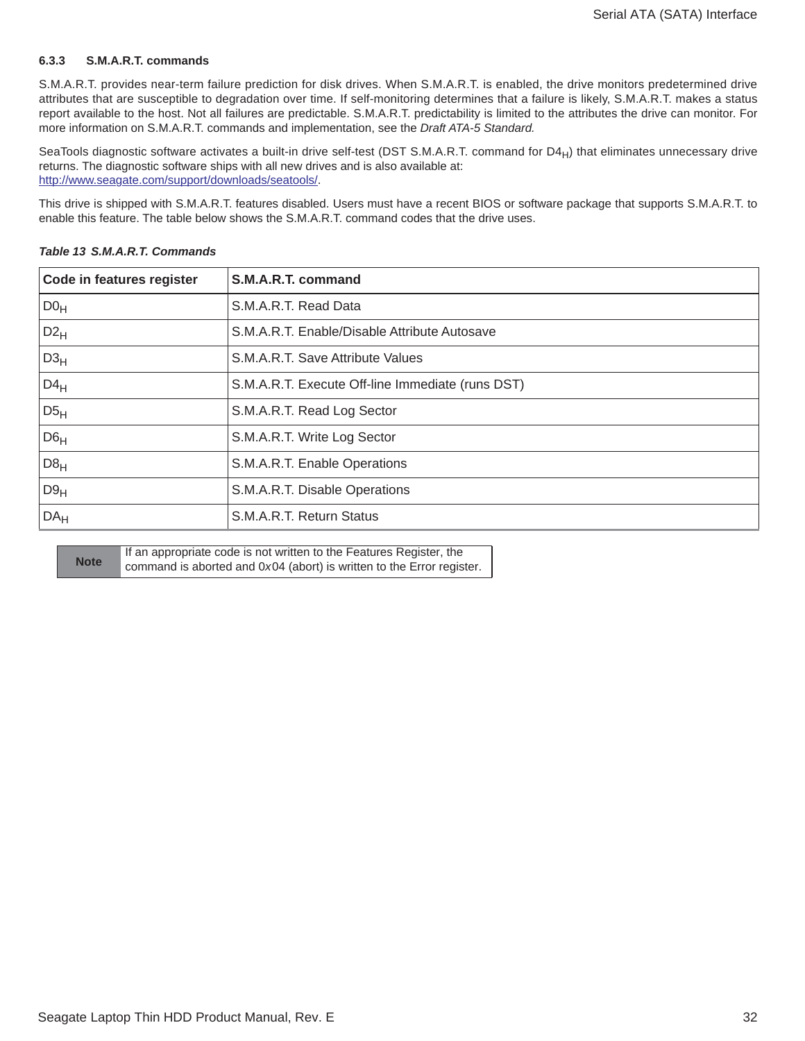### 6.3.3 S.M.A.R.T. commands

S.M.A.R.T. provides near-term failure prediction for disk drives. When S.M.A.R.T. is enabled, the drive monitors predetermined drive attributes that are susceptible to degradation over time. If self-monitoring determines that a failure is likely, S.M.A.R.T. makes a status report available to the host. Not all failures are predictable. S.M.A.R.T. predictability is limited to the attributes the drive can monitor. For more information on S.M.A.R.T. commands and implementation, see the *Draft ATA-5 Standard.*

SeaTools diagnostic software activates a built-in drive self-test (DST S.M.A.R.T. command for $D4_H$) that eliminates unnecessary drive returns. The diagnostic software ships with all new drives and is also available at: http://www.seagate.com/support/downloads/seatools/.

This drive is shipped with S.M.A.R.T. features disabled. Users must have a recent BIOS or software package that supports S.M.A.R.T. to enable this feature. The table below shows the S.M.A.R.T. command codes that the drive uses.

***Table 13 S.M.A.R.T. Commands***

| Code in features register | S.M.A.R.T. command |
|---|---|
| $D0_H$ | S.M.A.R.T. Read Data |
| $D2_H$ | S.M.A.R.T. Enable/Disable Attribute Autosave |
| $D3_H$ | S.M.A.R.T. Save Attribute Values |
| $D4_H$ | S.M.A.R.T. Execute Off-line Immediate (runs DST) |
| $D5_H$ | S.M.A.R.T. Read Log Sector |
| $D6_H$ | S.M.A.R.T. Write Log Sector |
| $D8_H$ | S.M.A.R.T. Enable Operations |
| $D9_H$ | S.M.A.R.T. Disable Operations |
| $DA_H$ | S.M.A.R.T. Return Status |

| Note | If an appropriate code is not written to the Features Register, the command is aborted and 0*x*04 (abort) is written to the Error register. |
|---|---|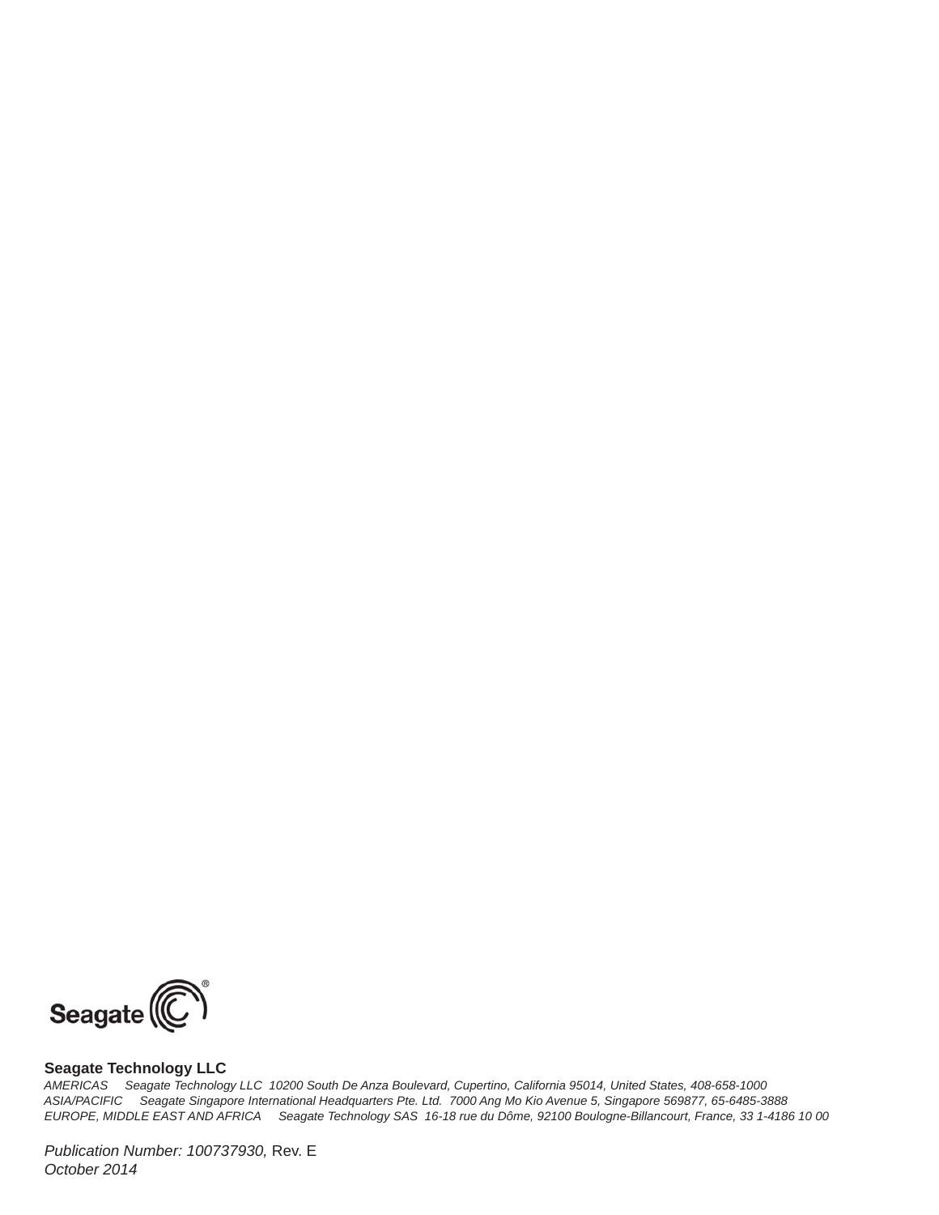**Seagate Technology LLC**

*AMERICAS Seagate Technology LLC 10200 South De Anza Boulevard, Cupertino, California 95014, United States, 408-658-1000*
*ASIA/PACIFIC Seagate Singapore International Headquarters Pte. Ltd. 7000 Ang Mo Kio Avenue 5, Singapore 569877, 65-6485-3888*
*EUROPE, MIDDLE EAST AND AFRICA Seagate Technology SAS 16-18 rue du Dôme, 92100 Boulogne-Billancourt, France, 33 1-4186 10 00*

*Publication Number: 100737930,* Rev. E
*October 2014*